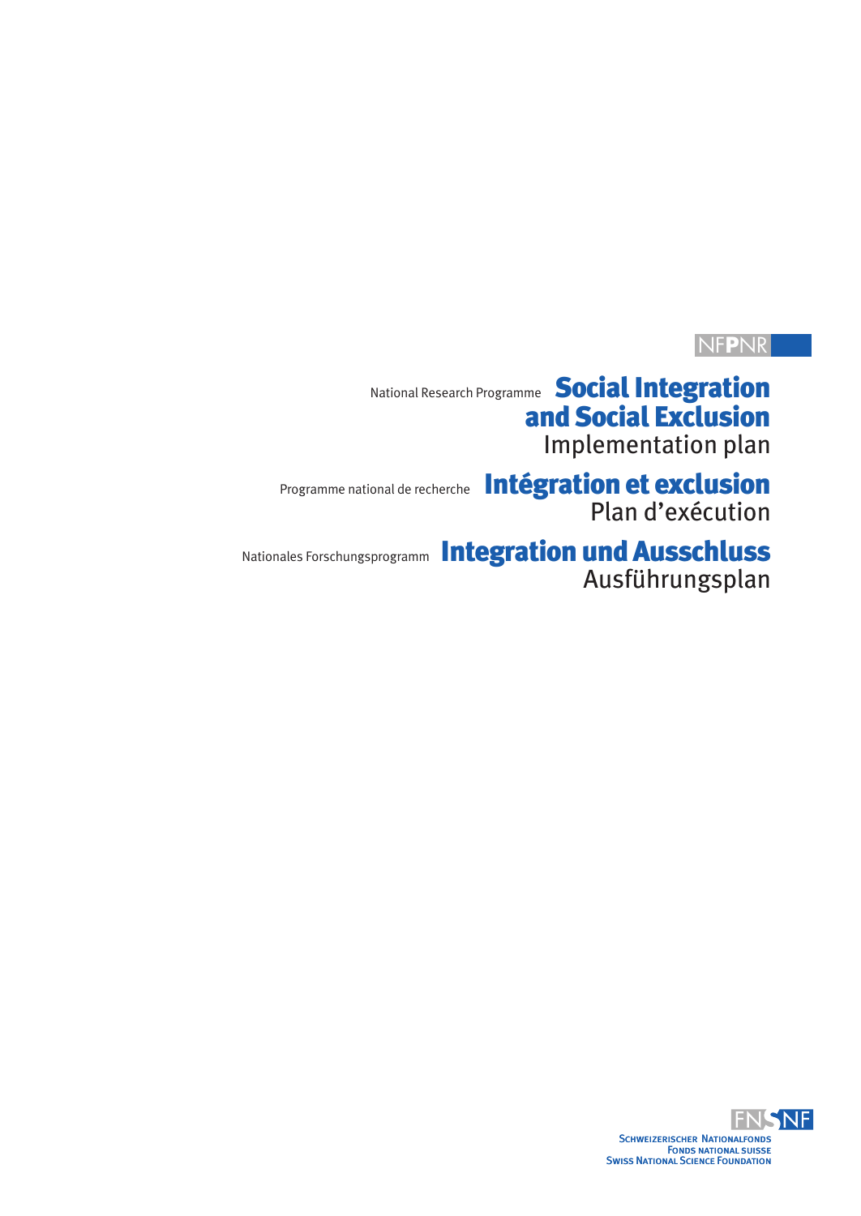NFPNR

National Research Programme

# Social Integration and Social Exclusion

Implementation plan

Programme national de recherche

# Intégration et exclusion

Plan d'exécution

Nationales Forschungsprogramm

# Integration und Ausschluss

Ausführungsplan

FNSNF

Schweizerischer Nationalfonds
Fonds national suisse
Swiss National Science Foundation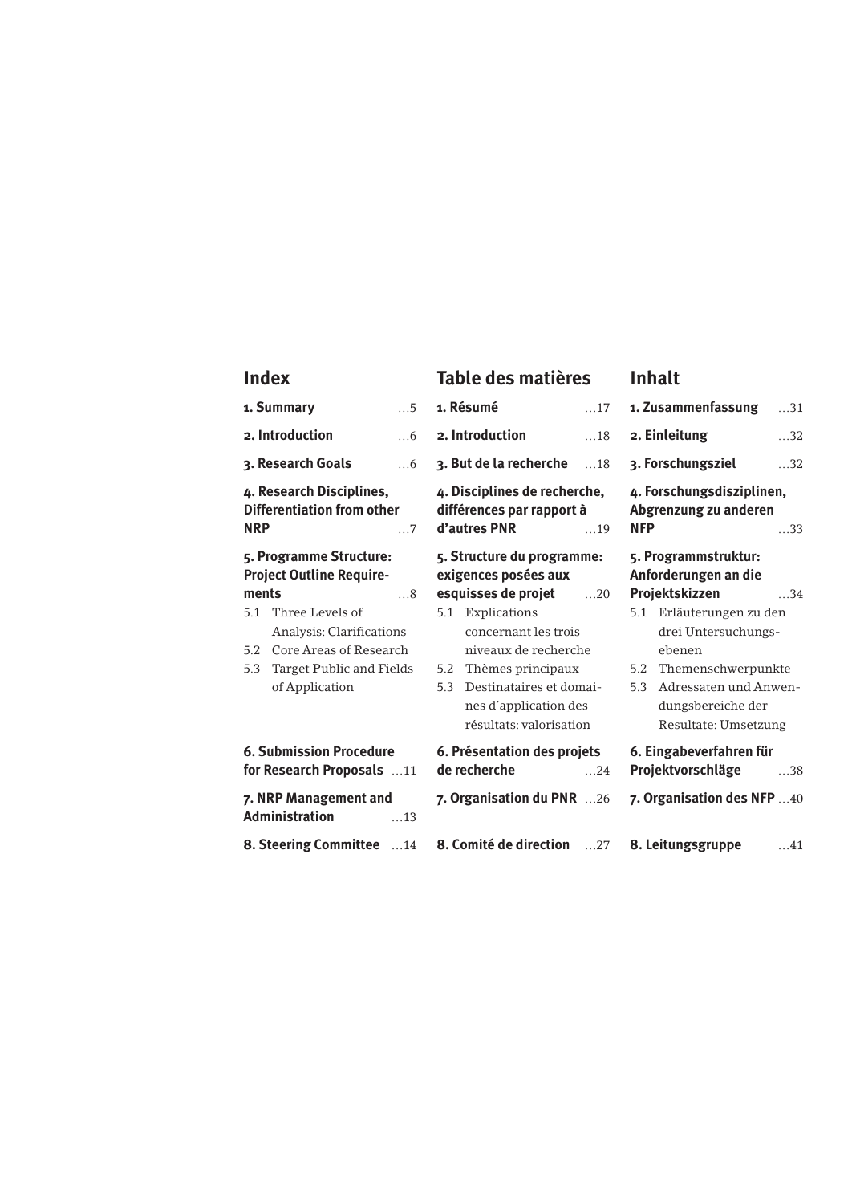## Index

**1. Summary** …5

**2. Introduction** …6

**3. Research Goals** …6

**4. Research Disciplines, Differentiation from other NRP** …7

**5. Programme Structure: Project Outline Requirements** …8

- 5.1 Three Levels of Analysis: Clarifications
- 5.2 Core Areas of Research
- 5.3 Target Public and Fields of Application

**6. Submission Procedure for Research Proposals** …11

**7. NRP Management and Administration** …13

**8. Steering Committee** …14

## Table des matières

**1. Résumé** …17

**2. Introduction** …18

**3. But de la recherche** …18

**4. Disciplines de recherche, différences par rapport à d'autres PNR** …19

**5. Structure du programme: exigences posées aux esquisses de projet** …20

- 5.1 Explications concernant les trois niveaux de recherche
- 5.2 Thèmes principaux
- 5.3 Destinataires et domaines d'application des résultats: valorisation

**6. Présentation des projets de recherche** …24

**7. Organisation du PNR** …26

**8. Comité de direction** …27

## Inhalt

**1. Zusammenfassung** …31

**2. Einleitung** …32

**3. Forschungsziel** …32

**4. Forschungsdisziplinen, Abgrenzung zu anderen NFP** …33

**5. Programmstruktur: Anforderungen an die Projektskizzen** …34

- 5.1 Erläuterungen zu den drei Untersuchungsebenen
- 5.2 Themenschwerpunkte
- 5.3 Adressaten und Anwendungsbereiche der Resultate: Umsetzung

**6. Eingabeverfahren für Projektvorschläge** …38

**7. Organisation des NFP** …40

**8. Leitungsgruppe** …41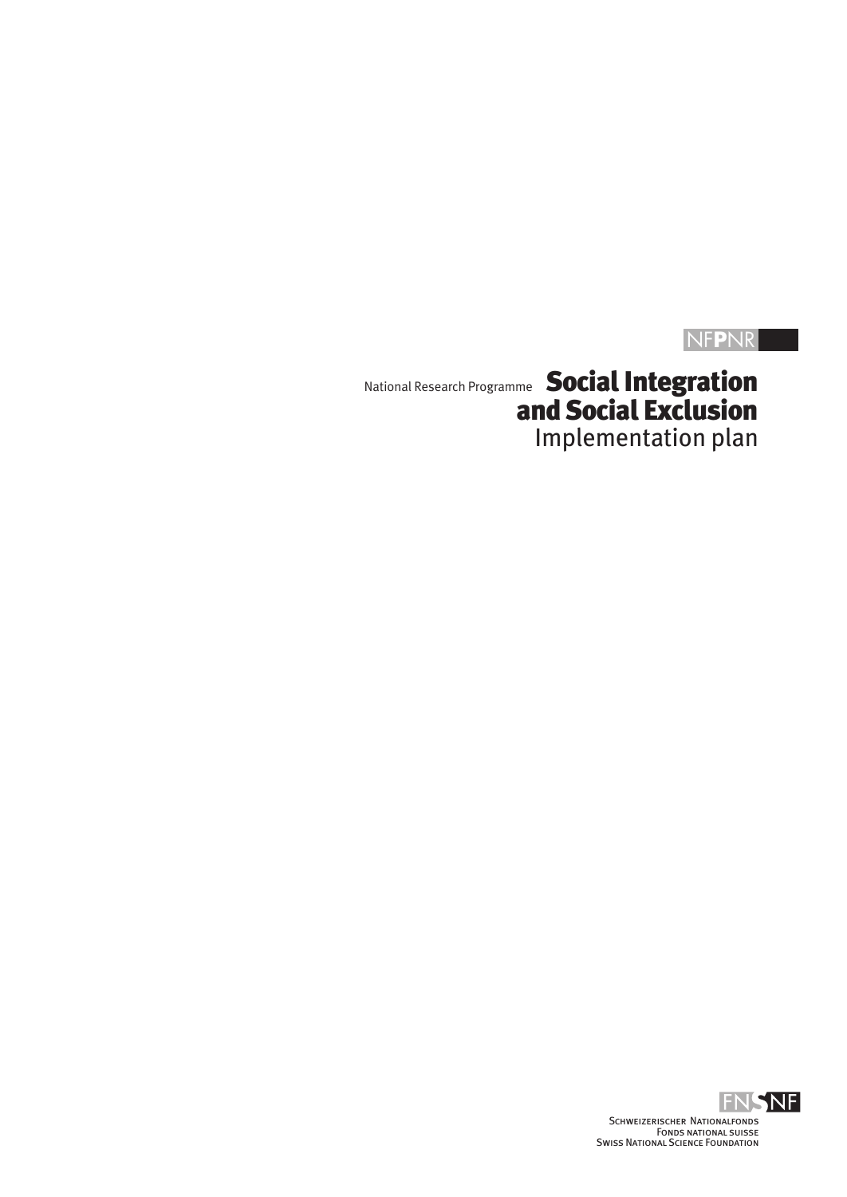NFPNR

National Research Programme

# Social Integration and Social Exclusion

Implementation plan

FNSNF

Schweizerischer Nationalfonds
Fonds national suisse
Swiss National Science Foundation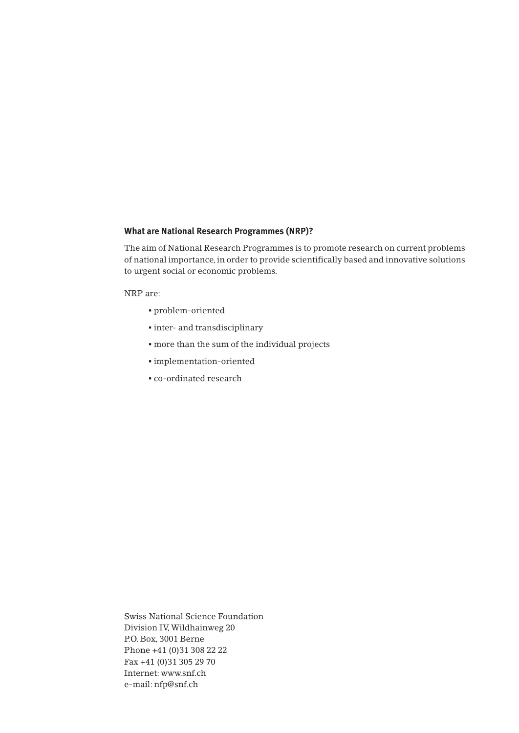**What are National Research Programmes (NRP)?**

The aim of National Research Programmes is to promote research on current problems of national importance, in order to provide scientifically based and innovative solutions to urgent social or economic problems.

NRP are:

- problem-oriented
- inter- and transdisciplinary
- more than the sum of the individual projects
- implementation-oriented
- co-ordinated research

Swiss National Science Foundation
Division IV, Wildhainweg 20
P.O. Box, 3001 Berne
Phone +41 (0)31 308 22 22
Fax +41 (0)31 305 29 70
Internet: www.snf.ch
e-mail: nfp@snf.ch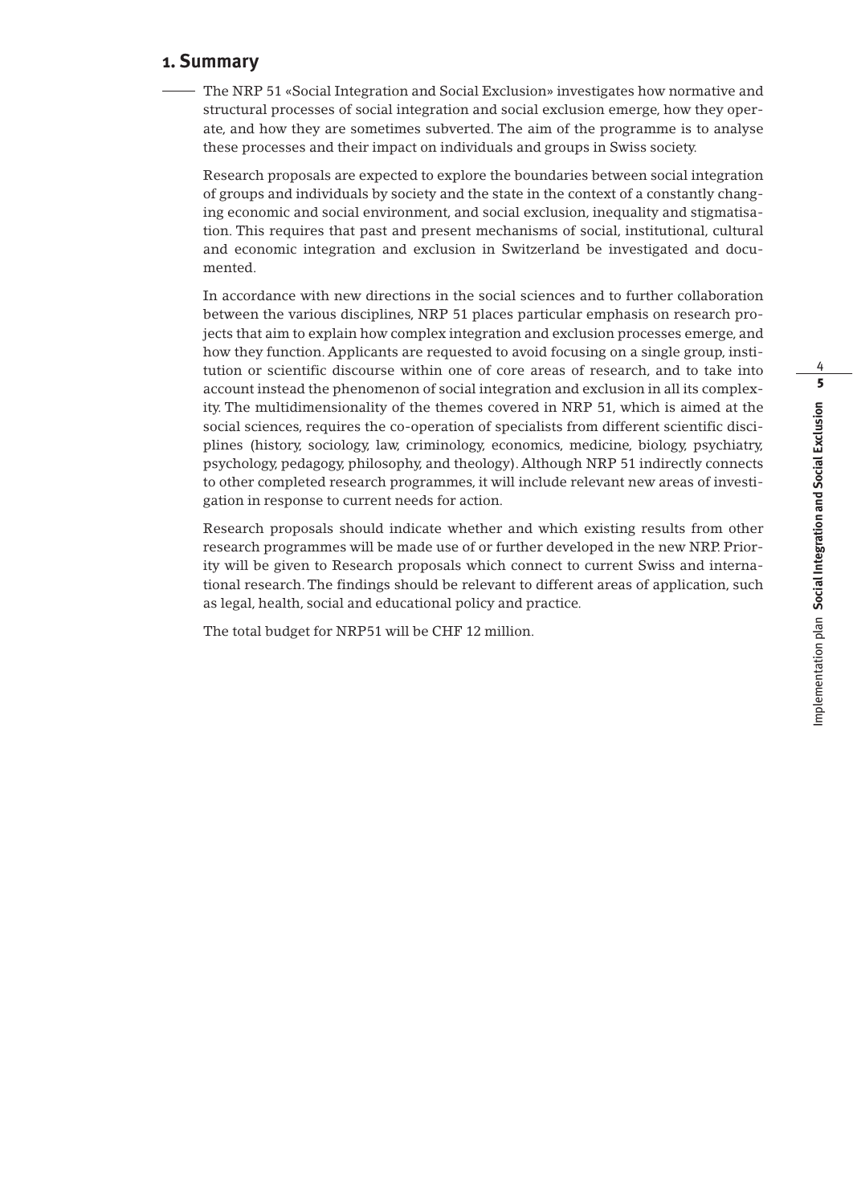## 1. Summary

The NRP 51 «Social Integration and Social Exclusion» investigates how normative and structural processes of social integration and social exclusion emerge, how they operate, and how they are sometimes subverted. The aim of the programme is to analyse these processes and their impact on individuals and groups in Swiss society.

Research proposals are expected to explore the boundaries between social integration of groups and individuals by society and the state in the context of a constantly changing economic and social environment, and social exclusion, inequality and stigmatisation. This requires that past and present mechanisms of social, institutional, cultural and economic integration and exclusion in Switzerland be investigated and documented.

In accordance with new directions in the social sciences and to further collaboration between the various disciplines, NRP 51 places particular emphasis on research projects that aim to explain how complex integration and exclusion processes emerge, and how they function. Applicants are requested to avoid focusing on a single group, institution or scientific discourse within one of core areas of research, and to take into account instead the phenomenon of social integration and exclusion in all its complexity. The multidimensionality of the themes covered in NRP 51, which is aimed at the social sciences, requires the co-operation of specialists from different scientific disciplines (history, sociology, law, criminology, economics, medicine, biology, psychiatry, psychology, pedagogy, philosophy, and theology). Although NRP 51 indirectly connects to other completed research programmes, it will include relevant new areas of investigation in response to current needs for action.

Research proposals should indicate whether and which existing results from other research programmes will be made use of or further developed in the new NRP. Priority will be given to Research proposals which connect to current Swiss and international research. The findings should be relevant to different areas of application, such as legal, health, social and educational policy and practice.

The total budget for NRP51 will be CHF 12 million.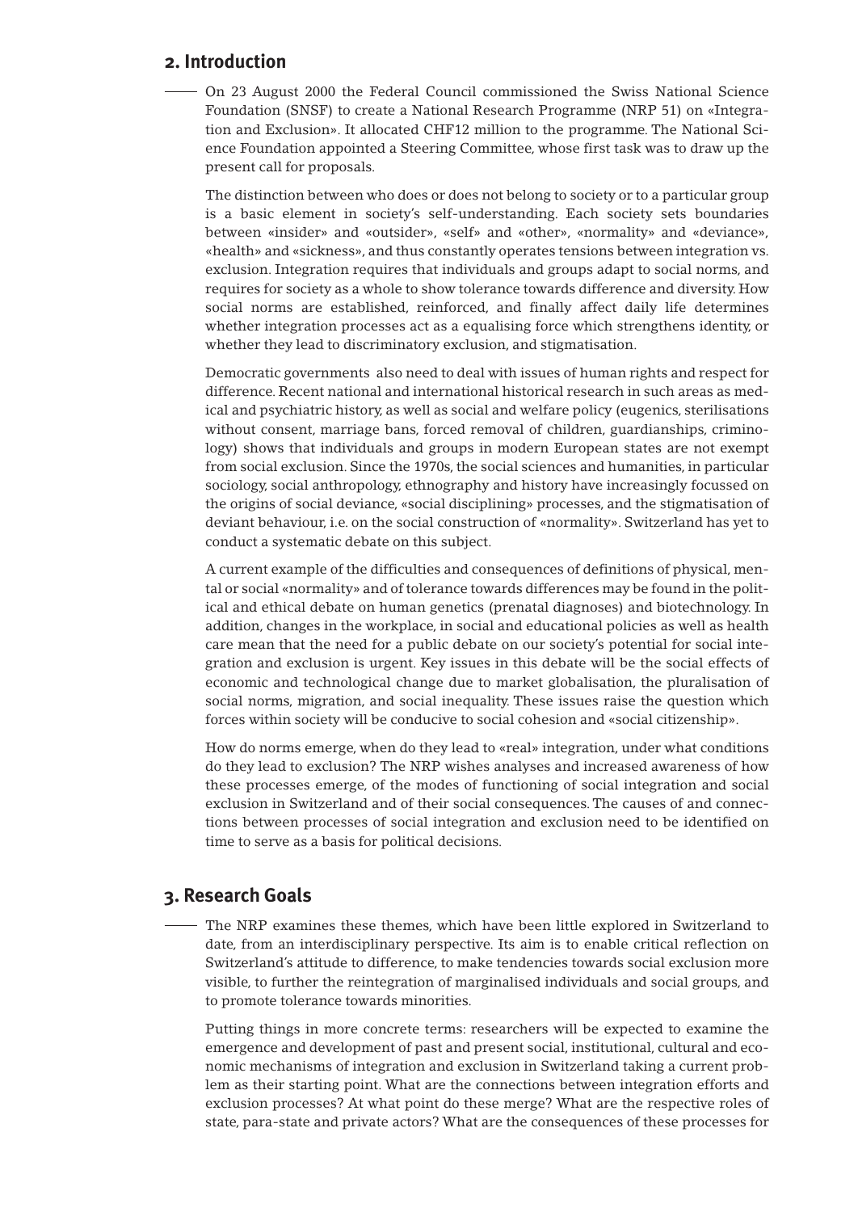## 2. Introduction

On 23 August 2000 the Federal Council commissioned the Swiss National Science Foundation (SNSF) to create a National Research Programme (NRP 51) on «Integration and Exclusion». It allocated CHF12 million to the programme. The National Science Foundation appointed a Steering Committee, whose first task was to draw up the present call for proposals.

The distinction between who does or does not belong to society or to a particular group is a basic element in society's self-understanding. Each society sets boundaries between «insider» and «outsider», «self» and «other», «normality» and «deviance», «health» and «sickness», and thus constantly operates tensions between integration vs. exclusion. Integration requires that individuals and groups adapt to social norms, and requires for society as a whole to show tolerance towards difference and diversity. How social norms are established, reinforced, and finally affect daily life determines whether integration processes act as a equalising force which strengthens identity, or whether they lead to discriminatory exclusion, and stigmatisation.

Democratic governments also need to deal with issues of human rights and respect for difference. Recent national and international historical research in such areas as medical and psychiatric history, as well as social and welfare policy (eugenics, sterilisations without consent, marriage bans, forced removal of children, guardianships, criminology) shows that individuals and groups in modern European states are not exempt from social exclusion. Since the 1970s, the social sciences and humanities, in particular sociology, social anthropology, ethnography and history have increasingly focussed on the origins of social deviance, «social disciplining» processes, and the stigmatisation of deviant behaviour, i.e. on the social construction of «normality». Switzerland has yet to conduct a systematic debate on this subject.

A current example of the difficulties and consequences of definitions of physical, mental or social «normality» and of tolerance towards differences may be found in the political and ethical debate on human genetics (prenatal diagnoses) and biotechnology. In addition, changes in the workplace, in social and educational policies as well as health care mean that the need for a public debate on our society's potential for social integration and exclusion is urgent. Key issues in this debate will be the social effects of economic and technological change due to market globalisation, the pluralisation of social norms, migration, and social inequality. These issues raise the question which forces within society will be conducive to social cohesion and «social citizenship».

How do norms emerge, when do they lead to «real» integration, under what conditions do they lead to exclusion? The NRP wishes analyses and increased awareness of how these processes emerge, of the modes of functioning of social integration and social exclusion in Switzerland and of their social consequences. The causes of and connections between processes of social integration and exclusion need to be identified on time to serve as a basis for political decisions.

## 3. Research Goals

The NRP examines these themes, which have been little explored in Switzerland to date, from an interdisciplinary perspective. Its aim is to enable critical reflection on Switzerland's attitude to difference, to make tendencies towards social exclusion more visible, to further the reintegration of marginalised individuals and social groups, and to promote tolerance towards minorities.

Putting things in more concrete terms: researchers will be expected to examine the emergence and development of past and present social, institutional, cultural and economic mechanisms of integration and exclusion in Switzerland taking a current problem as their starting point. What are the connections between integration efforts and exclusion processes? At what point do these merge? What are the respective roles of state, para-state and private actors? What are the consequences of these processes for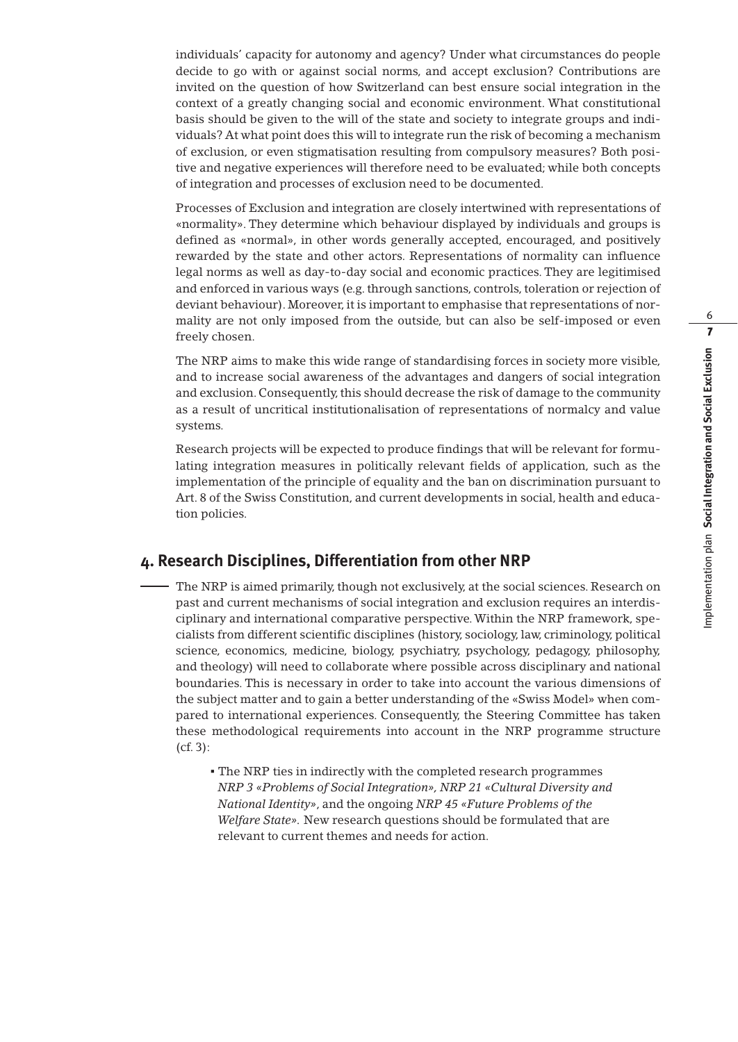individuals' capacity for autonomy and agency? Under what circumstances do people decide to go with or against social norms, and accept exclusion? Contributions are invited on the question of how Switzerland can best ensure social integration in the context of a greatly changing social and economic environment. What constitutional basis should be given to the will of the state and society to integrate groups and individuals? At what point does this will to integrate run the risk of becoming a mechanism of exclusion, or even stigmatisation resulting from compulsory measures? Both positive and negative experiences will therefore need to be evaluated; while both concepts of integration and processes of exclusion need to be documented.

Processes of Exclusion and integration are closely intertwined with representations of «normality». They determine which behaviour displayed by individuals and groups is defined as «normal», in other words generally accepted, encouraged, and positively rewarded by the state and other actors. Representations of normality can influence legal norms as well as day-to-day social and economic practices. They are legitimised and enforced in various ways (e.g. through sanctions, controls, toleration or rejection of deviant behaviour). Moreover, it is important to emphasise that representations of normality are not only imposed from the outside, but can also be self-imposed or even freely chosen.

The NRP aims to make this wide range of standardising forces in society more visible, and to increase social awareness of the advantages and dangers of social integration and exclusion. Consequently, this should decrease the risk of damage to the community as a result of uncritical institutionalisation of representations of normalcy and value systems.

Research projects will be expected to produce findings that will be relevant for formulating integration measures in politically relevant fields of application, such as the implementation of the principle of equality and the ban on discrimination pursuant to Art. 8 of the Swiss Constitution, and current developments in social, health and education policies.

## 4. Research Disciplines, Differentiation from other NRP

The NRP is aimed primarily, though not exclusively, at the social sciences. Research on past and current mechanisms of social integration and exclusion requires an interdisciplinary and international comparative perspective. Within the NRP framework, specialists from different scientific disciplines (history, sociology, law, criminology, political science, economics, medicine, biology, psychiatry, psychology, pedagogy, philosophy, and theology) will need to collaborate where possible across disciplinary and national boundaries. This is necessary in order to take into account the various dimensions of the subject matter and to gain a better understanding of the «Swiss Model» when compared to international experiences. Consequently, the Steering Committee has taken these methodological requirements into account in the NRP programme structure (cf. 3):

- The NRP ties in indirectly with the completed research programmes *NRP 3 «Problems of Social Integration», NRP 21 «Cultural Diversity and National Identity»*, and the ongoing *NRP 45 «Future Problems of the Welfare State».* New research questions should be formulated that are relevant to current themes and needs for action.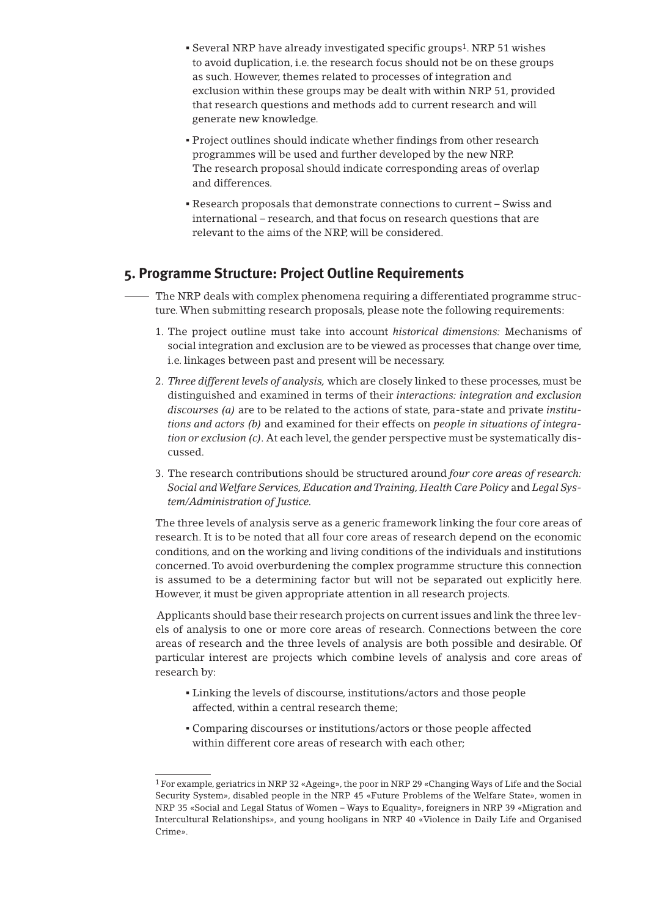- Several NRP have already investigated specific groups[1]. NRP 51 wishes to avoid duplication, i.e. the research focus should not be on these groups as such. However, themes related to processes of integration and exclusion within these groups may be dealt with within NRP 51, provided that research questions and methods add to current research and will generate new knowledge.
- Project outlines should indicate whether findings from other research programmes will be used and further developed by the new NRP. The research proposal should indicate corresponding areas of overlap and differences.
- Research proposals that demonstrate connections to current – Swiss and international – research, and that focus on research questions that are relevant to the aims of the NRP, will be considered.

## 5. Programme Structure: Project Outline Requirements

The NRP deals with complex phenomena requiring a differentiated programme structure. When submitting research proposals, please note the following requirements:

1. The project outline must take into account *historical dimensions:* Mechanisms of social integration and exclusion are to be viewed as processes that change over time, i.e. linkages between past and present will be necessary.
2. *Three different levels of analysis,* which are closely linked to these processes, must be distinguished and examined in terms of their *interactions: integration and exclusion discourses (a)* are to be related to the actions of state, para-state and private *institutions and actors (b)* and examined for their effects on *people in situations of integration or exclusion (c)*. At each level, the gender perspective must be systematically discussed.
3. The research contributions should be structured around *four core areas of research: Social and Welfare Services, Education and Training, Health Care Policy* and *Legal System/Administration of Justice*.

The three levels of analysis serve as a generic framework linking the four core areas of research. It is to be noted that all four core areas of research depend on the economic conditions, and on the working and living conditions of the individuals and institutions concerned. To avoid overburdening the complex programme structure this connection is assumed to be a determining factor but will not be separated out explicitly here. However, it must be given appropriate attention in all research projects.

Applicants should base their research projects on current issues and link the three levels of analysis to one or more core areas of research. Connections between the core areas of research and the three levels of analysis are both possible and desirable. Of particular interest are projects which combine levels of analysis and core areas of research by:

- Linking the levels of discourse, institutions/actors and those people affected, within a central research theme;
- Comparing discourses or institutions/actors or those people affected within different core areas of research with each other;

[1] For example, geriatrics in NRP 32 «Ageing», the poor in NRP 29 «Changing Ways of Life and the Social Security System», disabled people in the NRP 45 «Future Problems of the Welfare State», women in NRP 35 «Social and Legal Status of Women – Ways to Equality», foreigners in NRP 39 «Migration and Intercultural Relationships», and young hooligans in NRP 40 «Violence in Daily Life and Organised Crime».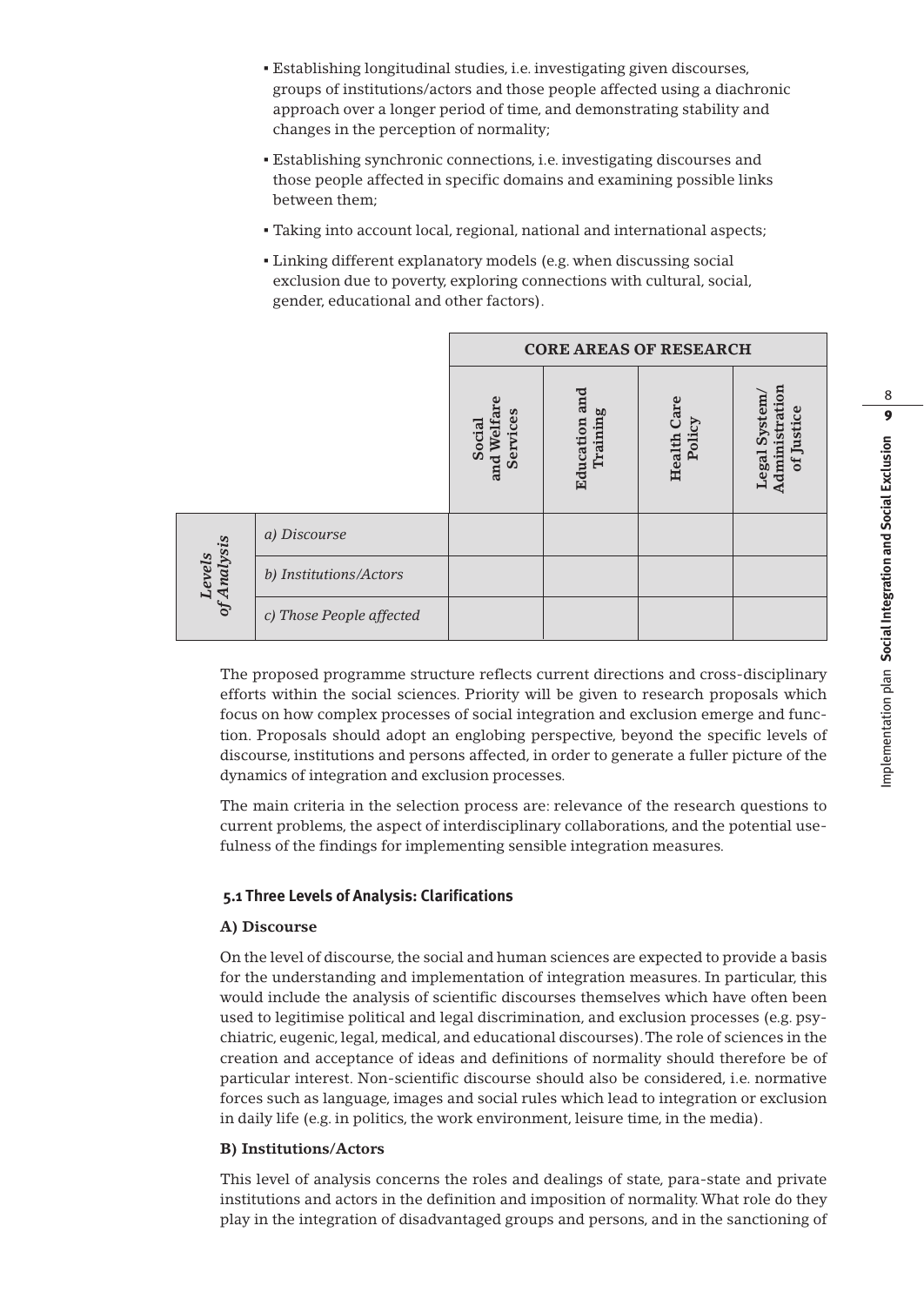- Establishing longitudinal studies, i.e. investigating given discourses, groups of institutions/actors and those people affected using a diachronic approach over a longer period of time, and demonstrating stability and changes in the perception of normality;
- Establishing synchronic connections, i.e. investigating discourses and those people affected in specific domains and examining possible links between them;
- Taking into account local, regional, national and international aspects;
- Linking different explanatory models (e.g. when discussing social exclusion due to poverty, exploring connections with cultural, social, gender, educational and other factors).

| | | **CORE AREAS OF RESEARCH** | | | |
|---|---|---|---|---|---|
| | | **Social and Welfare Services** | **Education and Training** | **Health Care Policy** | **Legal System/ Administration of Justice** |
| *Levels of Analysis* | *a) Discourse* | | | | |
| | *b) Institutions/Actors* | | | | |
| | *c) Those People affected* | | | | |

The proposed programme structure reflects current directions and cross-disciplinary efforts within the social sciences. Priority will be given to research proposals which focus on how complex processes of social integration and exclusion emerge and function. Proposals should adopt an englobing perspective, beyond the specific levels of discourse, institutions and persons affected, in order to generate a fuller picture of the dynamics of integration and exclusion processes.

The main criteria in the selection process are: relevance of the research questions to current problems, the aspect of interdisciplinary collaborations, and the potential usefulness of the findings for implementing sensible integration measures.

### 5.1 Three Levels of Analysis: Clarifications

#### A) Discourse

On the level of discourse, the social and human sciences are expected to provide a basis for the understanding and implementation of integration measures. In particular, this would include the analysis of scientific discourses themselves which have often been used to legitimise political and legal discrimination, and exclusion processes (e.g. psychiatric, eugenic, legal, medical, and educational discourses). The role of sciences in the creation and acceptance of ideas and definitions of normality should therefore be of particular interest. Non-scientific discourse should also be considered, i.e. normative forces such as language, images and social rules which lead to integration or exclusion in daily life (e.g. in politics, the work environment, leisure time, in the media).

#### B) Institutions/Actors

This level of analysis concerns the roles and dealings of state, para-state and private institutions and actors in the definition and imposition of normality. What role do they play in the integration of disadvantaged groups and persons, and in the sanctioning of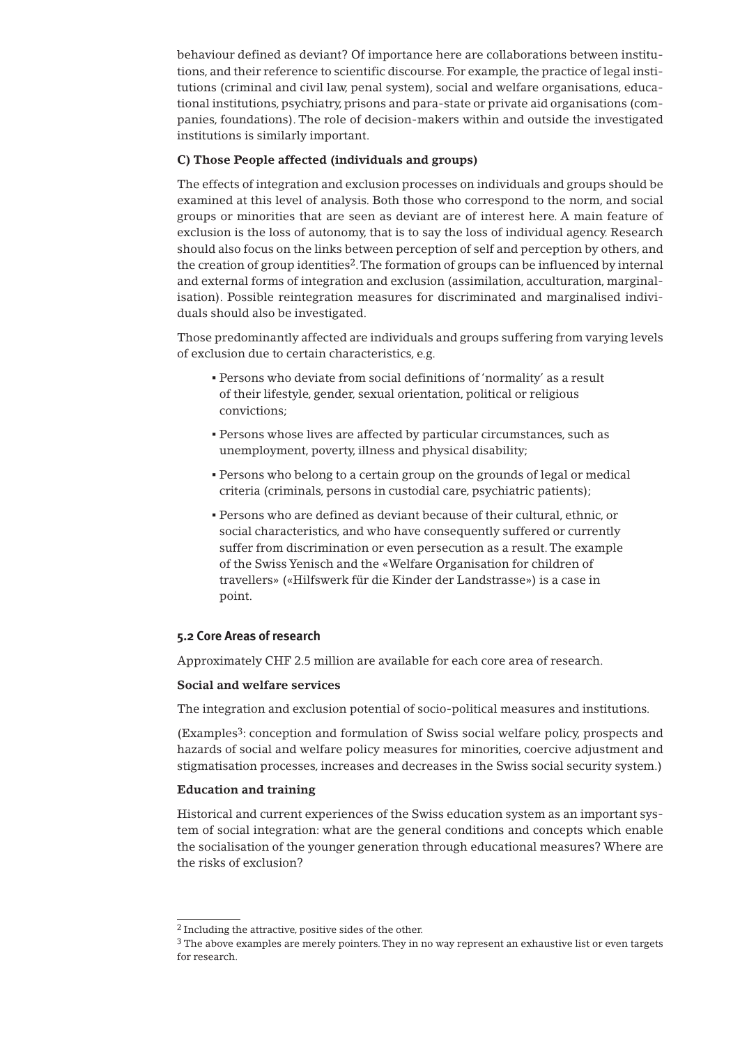behaviour defined as deviant? Of importance here are collaborations between institutions, and their reference to scientific discourse. For example, the practice of legal institutions (criminal and civil law, penal system), social and welfare organisations, educational institutions, psychiatry, prisons and para-state or private aid organisations (companies, foundations). The role of decision-makers within and outside the investigated institutions is similarly important.

**C) Those People affected (individuals and groups)**

The effects of integration and exclusion processes on individuals and groups should be examined at this level of analysis. Both those who correspond to the norm, and social groups or minorities that are seen as deviant are of interest here. A main feature of exclusion is the loss of autonomy, that is to say the loss of individual agency. Research should also focus on the links between perception of self and perception by others, and the creation of group identities[2]. The formation of groups can be influenced by internal and external forms of integration and exclusion (assimilation, acculturation, marginalisation). Possible reintegration measures for discriminated and marginalised individuals should also be investigated.

Those predominantly affected are individuals and groups suffering from varying levels of exclusion due to certain characteristics, e.g.

- Persons who deviate from social definitions of 'normality' as a result of their lifestyle, gender, sexual orientation, political or religious convictions;
- Persons whose lives are affected by particular circumstances, such as unemployment, poverty, illness and physical disability;
- Persons who belong to a certain group on the grounds of legal or medical criteria (criminals, persons in custodial care, psychiatric patients);
- Persons who are defined as deviant because of their cultural, ethnic, or social characteristics, and who have consequently suffered or currently suffer from discrimination or even persecution as a result. The example of the Swiss Yenisch and the «Welfare Organisation for children of travellers» («Hilfswerk für die Kinder der Landstrasse») is a case in point.

## 5.2 Core Areas of research

Approximately CHF 2.5 million are available for each core area of research.

**Social and welfare services**

The integration and exclusion potential of socio-political measures and institutions.

(Examples[3]: conception and formulation of Swiss social welfare policy, prospects and hazards of social and welfare policy measures for minorities, coercive adjustment and stigmatisation processes, increases and decreases in the Swiss social security system.)

**Education and training**

Historical and current experiences of the Swiss education system as an important system of social integration: what are the general conditions and concepts which enable the socialisation of the younger generation through educational measures? Where are the risks of exclusion?

---

[2] Including the attractive, positive sides of the other.

[3] The above examples are merely pointers. They in no way represent an exhaustive list or even targets for research.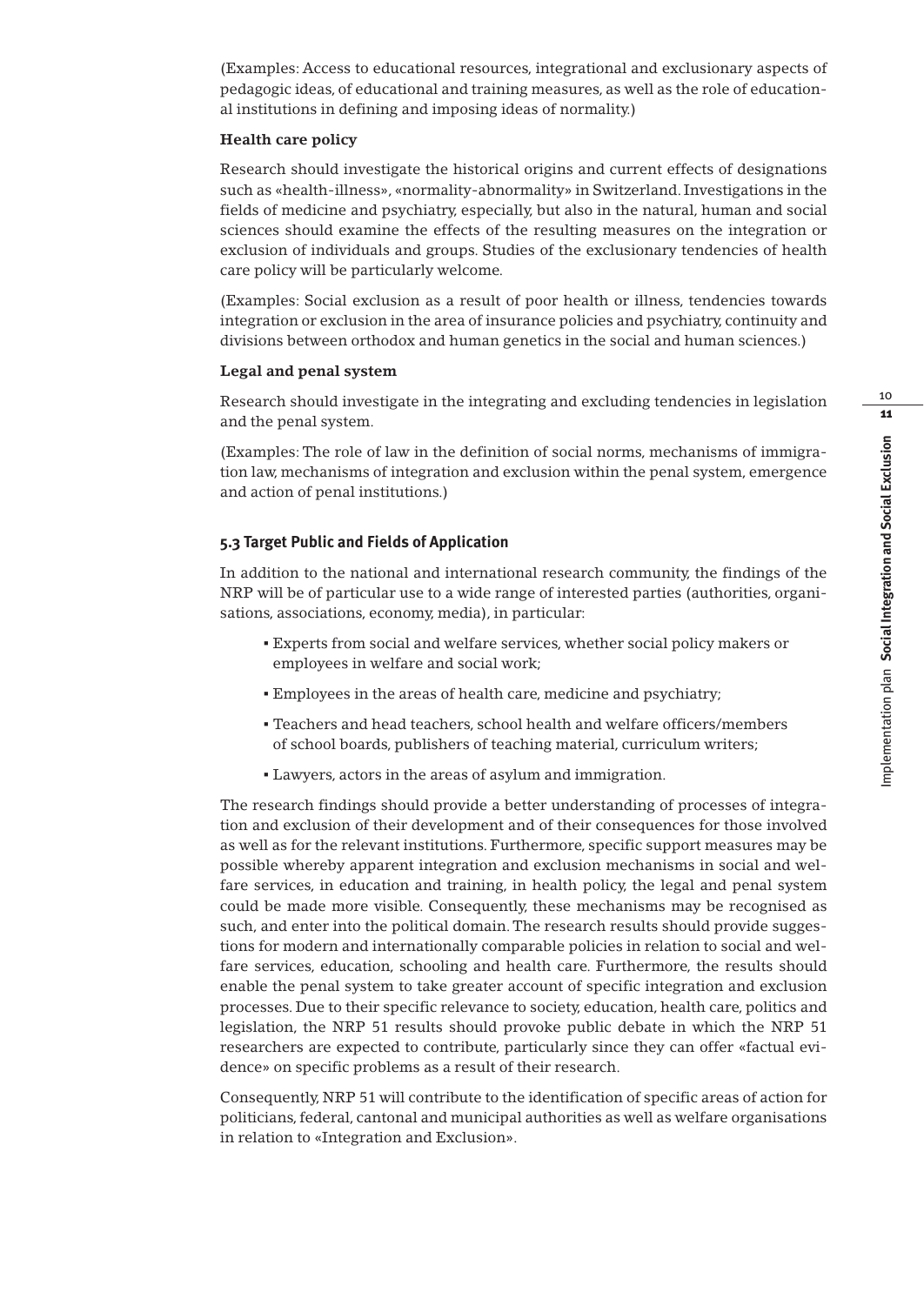(Examples: Access to educational resources, integrational and exclusionary aspects of pedagogic ideas, of educational and training measures, as well as the role of educational institutions in defining and imposing ideas of normality.)

**Health care policy**

Research should investigate the historical origins and current effects of designations such as «health-illness», «normality-abnormality» in Switzerland. Investigations in the fields of medicine and psychiatry, especially, but also in the natural, human and social sciences should examine the effects of the resulting measures on the integration or exclusion of individuals and groups. Studies of the exclusionary tendencies of health care policy will be particularly welcome.

(Examples: Social exclusion as a result of poor health or illness, tendencies towards integration or exclusion in the area of insurance policies and psychiatry, continuity and divisions between orthodox and human genetics in the social and human sciences.)

**Legal and penal system**

Research should investigate in the integrating and excluding tendencies in legislation and the penal system.

(Examples: The role of law in the definition of social norms, mechanisms of immigration law, mechanisms of integration and exclusion within the penal system, emergence and action of penal institutions.)

### 5.3 Target Public and Fields of Application

In addition to the national and international research community, the findings of the NRP will be of particular use to a wide range of interested parties (authorities, organisations, associations, economy, media), in particular:

- Experts from social and welfare services, whether social policy makers or employees in welfare and social work;
- Employees in the areas of health care, medicine and psychiatry;
- Teachers and head teachers, school health and welfare officers/members of school boards, publishers of teaching material, curriculum writers;
- Lawyers, actors in the areas of asylum and immigration.

The research findings should provide a better understanding of processes of integration and exclusion of their development and of their consequences for those involved as well as for the relevant institutions. Furthermore, specific support measures may be possible whereby apparent integration and exclusion mechanisms in social and welfare services, in education and training, in health policy, the legal and penal system could be made more visible. Consequently, these mechanisms may be recognised as such, and enter into the political domain. The research results should provide suggestions for modern and internationally comparable policies in relation to social and welfare services, education, schooling and health care. Furthermore, the results should enable the penal system to take greater account of specific integration and exclusion processes. Due to their specific relevance to society, education, health care, politics and legislation, the NRP 51 results should provoke public debate in which the NRP 51 researchers are expected to contribute, particularly since they can offer «factual evidence» on specific problems as a result of their research.

Consequently, NRP 51 will contribute to the identification of specific areas of action for politicians, federal, cantonal and municipal authorities as well as welfare organisations in relation to «Integration and Exclusion».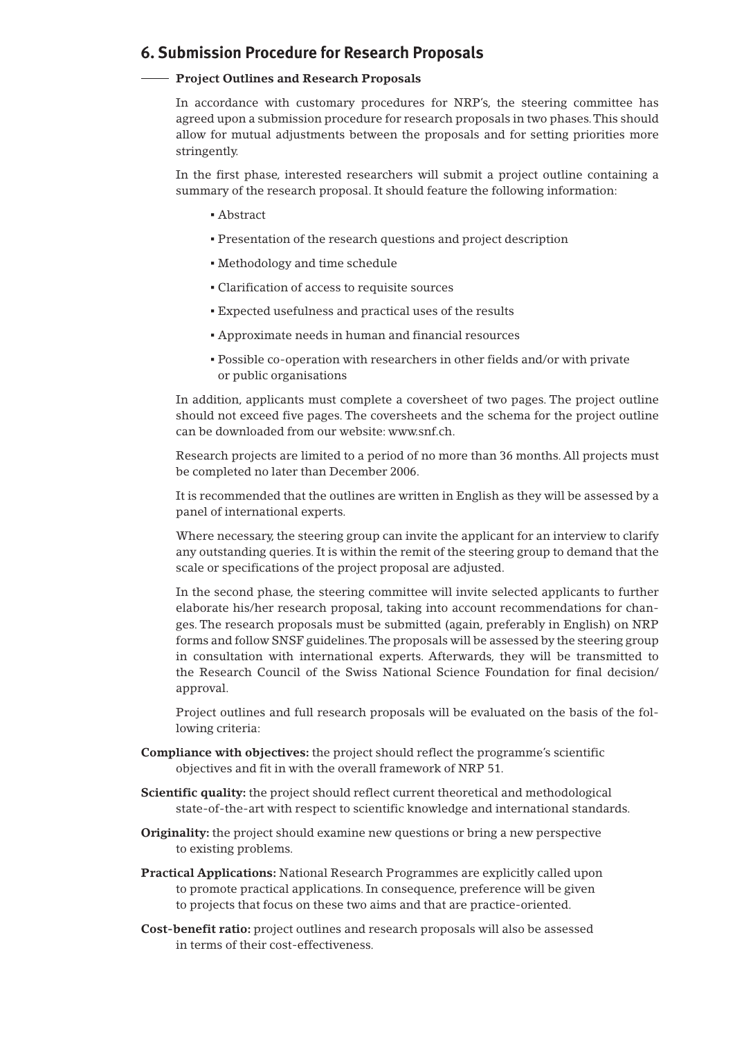## 6. Submission Procedure for Research Proposals

### Project Outlines and Research Proposals

In accordance with customary procedures for NRP's, the steering committee has agreed upon a submission procedure for research proposals in two phases. This should allow for mutual adjustments between the proposals and for setting priorities more stringently.

In the first phase, interested researchers will submit a project outline containing a summary of the research proposal. It should feature the following information:

- Abstract
- Presentation of the research questions and project description
- Methodology and time schedule
- Clarification of access to requisite sources
- Expected usefulness and practical uses of the results
- Approximate needs in human and financial resources
- Possible co-operation with researchers in other fields and/or with private or public organisations

In addition, applicants must complete a coversheet of two pages. The project outline should not exceed five pages. The coversheets and the schema for the project outline can be downloaded from our website: www.snf.ch.

Research projects are limited to a period of no more than 36 months. All projects must be completed no later than December 2006.

It is recommended that the outlines are written in English as they will be assessed by a panel of international experts.

Where necessary, the steering group can invite the applicant for an interview to clarify any outstanding queries. It is within the remit of the steering group to demand that the scale or specifications of the project proposal are adjusted.

In the second phase, the steering committee will invite selected applicants to further elaborate his/her research proposal, taking into account recommendations for changes. The research proposals must be submitted (again, preferably in English) on NRP forms and follow SNSF guidelines. The proposals will be assessed by the steering group in consultation with international experts. Afterwards, they will be transmitted to the Research Council of the Swiss National Science Foundation for final decision/approval.

Project outlines and full research proposals will be evaluated on the basis of the following criteria:

**Compliance with objectives:** the project should reflect the programme's scientific objectives and fit in with the overall framework of NRP 51.

**Scientific quality:** the project should reflect current theoretical and methodological state-of-the-art with respect to scientific knowledge and international standards.

**Originality:** the project should examine new questions or bring a new perspective to existing problems.

**Practical Applications:** National Research Programmes are explicitly called upon to promote practical applications. In consequence, preference will be given to projects that focus on these two aims and that are practice-oriented.

**Cost-benefit ratio:** project outlines and research proposals will also be assessed in terms of their cost-effectiveness.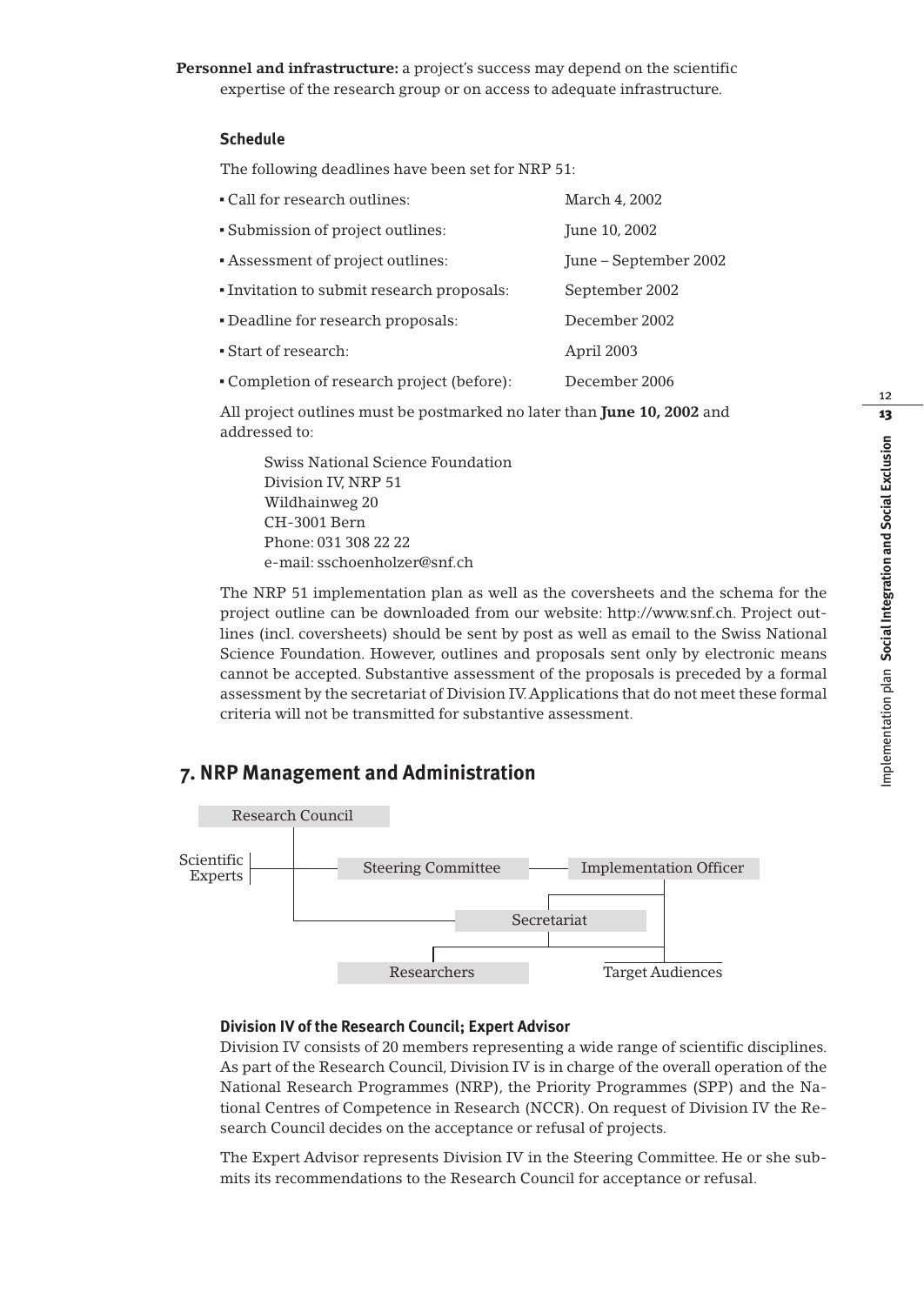**Personnel and infrastructure:** a project's success may depend on the scientific expertise of the research group or on access to adequate infrastructure.

### Schedule

The following deadlines have been set for NRP 51:

| | |
|---|---|
| ▪ Call for research outlines: | March 4, 2002 |
| ▪ Submission of project outlines: | June 10, 2002 |
| ▪ Assessment of project outlines: | June – September 2002 |
| ▪ Invitation to submit research proposals: | September 2002 |
| ▪ Deadline for research proposals: | December 2002 |
| ▪ Start of research: | April 2003 |
| ▪ Completion of research project (before): | December 2006 |

All project outlines must be postmarked no later than **June 10, 2002** and addressed to:

Swiss National Science Foundation
Division IV, NRP 51
Wildhainweg 20
CH-3001 Bern
Phone: 031 308 22 22
e-mail: sschoenholzer@snf.ch

The NRP 51 implementation plan as well as the coversheets and the schema for the project outline can be downloaded from our website: http://www.snf.ch. Project outlines (incl. coversheets) should be sent by post as well as email to the Swiss National Science Foundation. However, outlines and proposals sent only by electronic means cannot be accepted. Substantive assessment of the proposals is preceded by a formal assessment by the secretariat of Division IV. Applications that do not meet these formal criteria will not be transmitted for substantive assessment.

## 7. NRP Management and Administration

Research Council

Scientific Experts — Steering Committee — Implementation Officer

Secretariat

Researchers — Target Audiences

### Division IV of the Research Council; Expert Advisor

Division IV consists of 20 members representing a wide range of scientific disciplines. As part of the Research Council, Division IV is in charge of the overall operation of the National Research Programmes (NRP), the Priority Programmes (SPP) and the National Centres of Competence in Research (NCCR). On request of Division IV the Research Council decides on the acceptance or refusal of projects.

The Expert Advisor represents Division IV in the Steering Committee. He or she submits its recommendations to the Research Council for acceptance or refusal.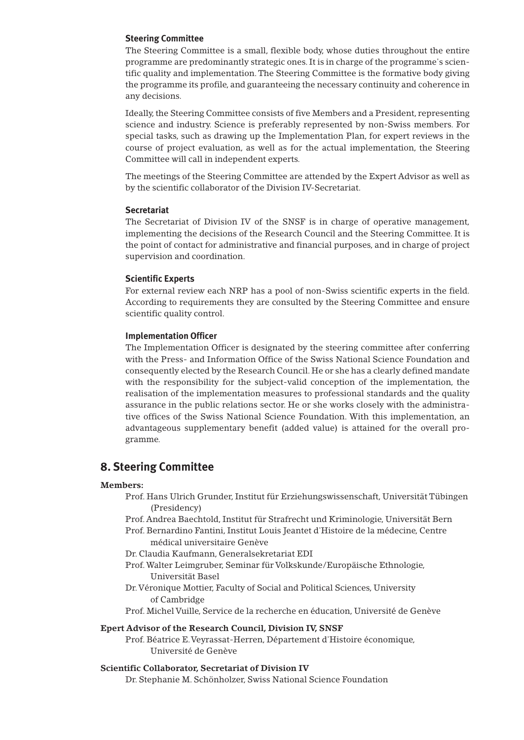### Steering Committee

The Steering Committee is a small, flexible body, whose duties throughout the entire programme are predominantly strategic ones. It is in charge of the programme's scientific quality and implementation. The Steering Committee is the formative body giving the programme its profile, and guaranteeing the necessary continuity and coherence in any decisions.

Ideally, the Steering Committee consists of five Members and a President, representing science and industry. Science is preferably represented by non-Swiss members. For special tasks, such as drawing up the Implementation Plan, for expert reviews in the course of project evaluation, as well as for the actual implementation, the Steering Committee will call in independent experts.

The meetings of the Steering Committee are attended by the Expert Advisor as well as by the scientific collaborator of the Division IV-Secretariat.

### Secretariat

The Secretariat of Division IV of the SNSF is in charge of operative management, implementing the decisions of the Research Council and the Steering Committee. It is the point of contact for administrative and financial purposes, and in charge of project supervision and coordination.

### Scientific Experts

For external review each NRP has a pool of non-Swiss scientific experts in the field. According to requirements they are consulted by the Steering Committee and ensure scientific quality control.

### Implementation Officer

The Implementation Officer is designated by the steering committee after conferring with the Press- and Information Office of the Swiss National Science Foundation and consequently elected by the Research Council. He or she has a clearly defined mandate with the responsibility for the subject-valid conception of the implementation, the realisation of the implementation measures to professional standards and the quality assurance in the public relations sector. He or she works closely with the administrative offices of the Swiss National Science Foundation. With this implementation, an advantageous supplementary benefit (added value) is attained for the overall programme.

## 8. Steering Committee

**Members:**

Prof. Hans Ulrich Grunder, Institut für Erziehungswissenschaft, Universität Tübingen (Presidency)
Prof. Andrea Baechtold, Institut für Strafrecht und Kriminologie, Universität Bern
Prof. Bernardino Fantini, Institut Louis Jeantet d'Histoire de la médecine, Centre médical universitaire Genève
Dr. Claudia Kaufmann, Generalsekretariat EDI
Prof. Walter Leimgruber, Seminar für Volkskunde/Europäische Ethnologie, Universität Basel
Dr. Véronique Mottier, Faculty of Social and Political Sciences, University of Cambridge
Prof. Michel Vuille, Service de la recherche en éducation, Université de Genève

**Epert Advisor of the Research Council, Division IV, SNSF**

Prof. Béatrice E. Veyrassat-Herren, Département d'Histoire économique, Université de Genève

**Scientific Collaborator, Secretariat of Division IV**

Dr. Stephanie M. Schönholzer, Swiss National Science Foundation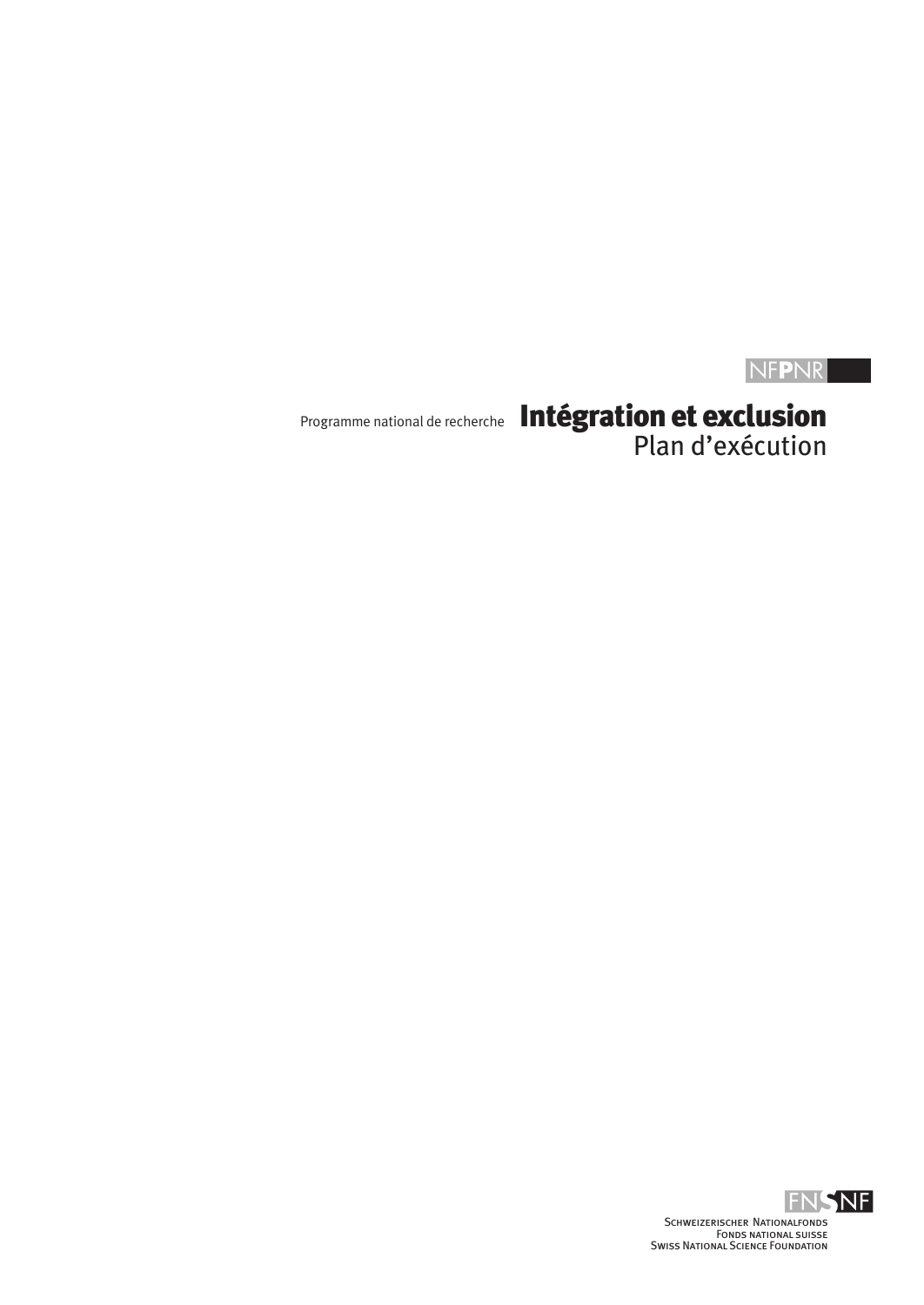NFPNR

Programme national de recherche

# Intégration et exclusion

## Plan d'exécution

FNSNF

Schweizerischer Nationalfonds
Fonds national suisse
Swiss National Science Foundation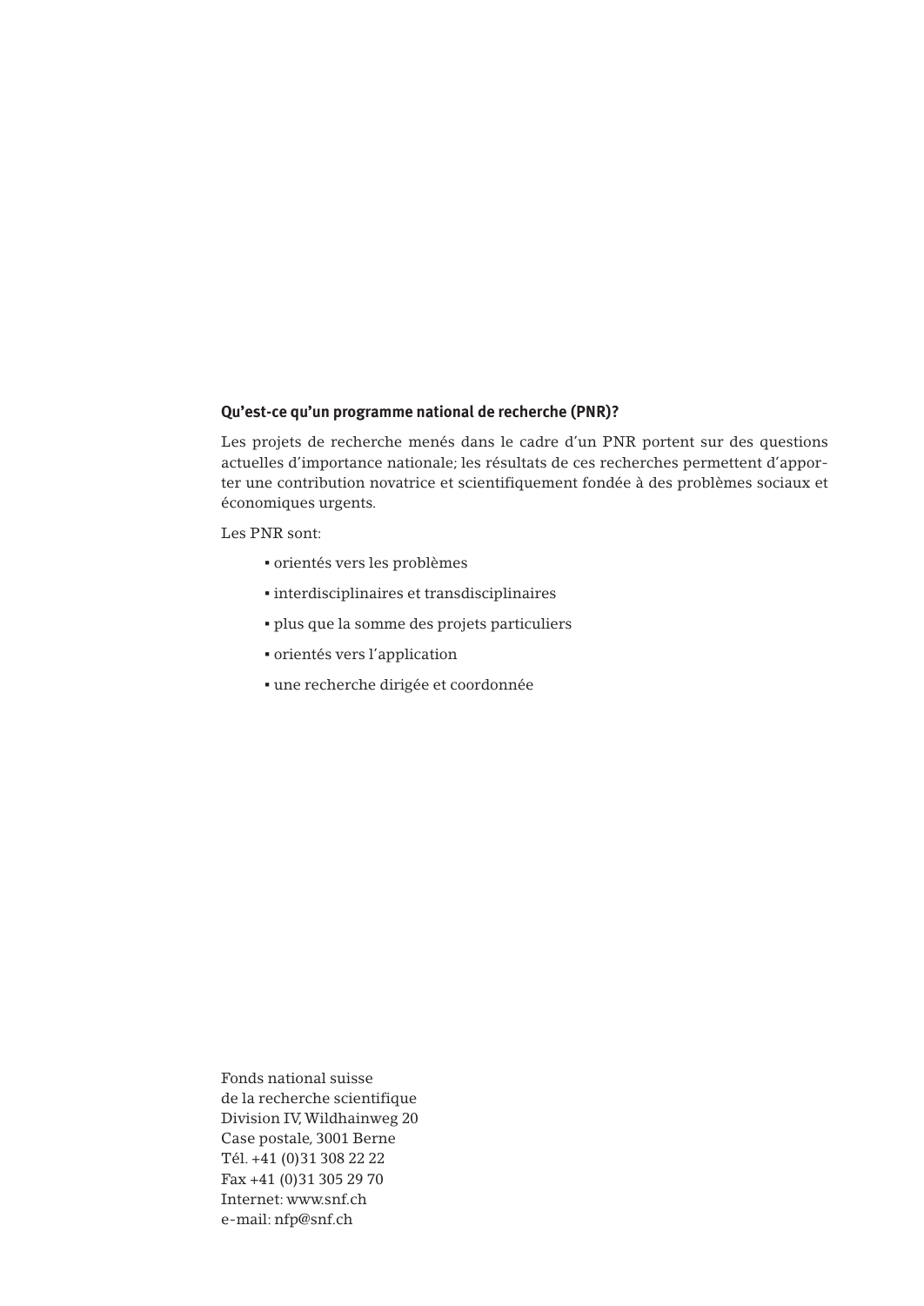**Qu'est-ce qu'un programme national de recherche (PNR)?**

Les projets de recherche menés dans le cadre d'un PNR portent sur des questions actuelles d'importance nationale; les résultats de ces recherches permettent d'apporter une contribution novatrice et scientifiquement fondée à des problèmes sociaux et économiques urgents.

Les PNR sont:

- orientés vers les problèmes
- interdisciplinaires et transdisciplinaires
- plus que la somme des projets particuliers
- orientés vers l'application
- une recherche dirigée et coordonnée

Fonds national suisse
de la recherche scientifique
Division IV, Wildhainweg 20
Case postale, 3001 Berne
Tél. +41 (0)31 308 22 22
Fax +41 (0)31 305 29 70
Internet: www.snf.ch
e-mail: nfp@snf.ch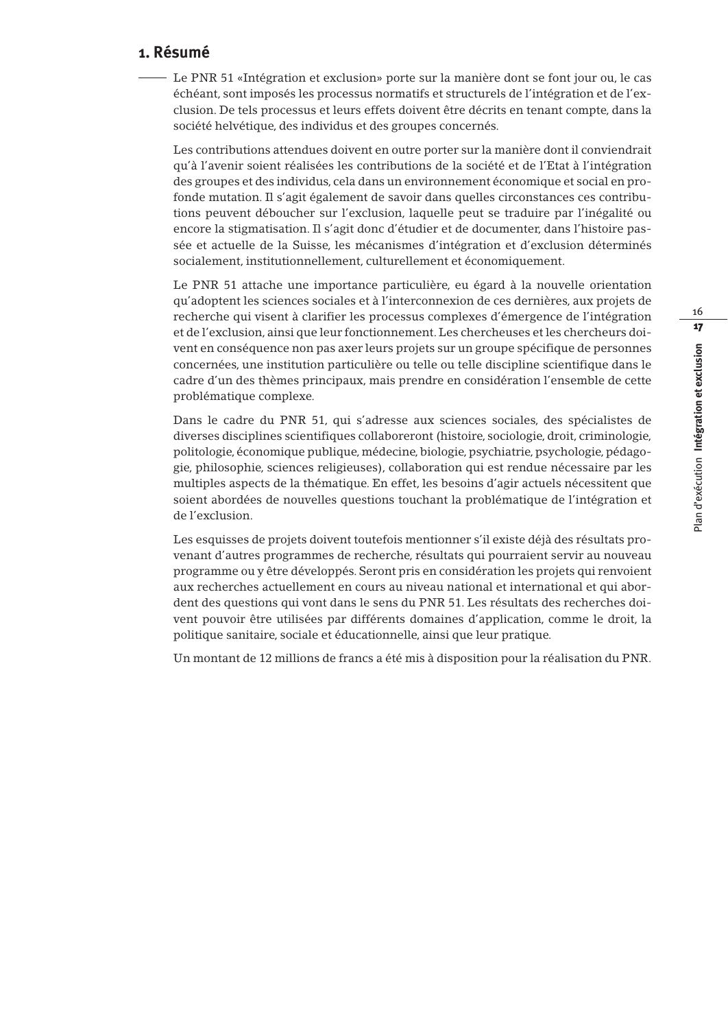## 1. Résumé

Le PNR 51 «Intégration et exclusion» porte sur la manière dont se font jour ou, le cas échéant, sont imposés les processus normatifs et structurels de l'intégration et de l'exclusion. De tels processus et leurs effets doivent être décrits en tenant compte, dans la société helvétique, des individus et des groupes concernés.

Les contributions attendues doivent en outre porter sur la manière dont il conviendrait qu'à l'avenir soient réalisées les contributions de la société et de l'Etat à l'intégration des groupes et des individus, cela dans un environnement économique et social en profonde mutation. Il s'agit également de savoir dans quelles circonstances ces contributions peuvent déboucher sur l'exclusion, laquelle peut se traduire par l'inégalité ou encore la stigmatisation. Il s'agit donc d'étudier et de documenter, dans l'histoire passée et actuelle de la Suisse, les mécanismes d'intégration et d'exclusion déterminés socialement, institutionnellement, culturellement et économiquement.

Le PNR 51 attache une importance particulière, eu égard à la nouvelle orientation qu'adoptent les sciences sociales et à l'interconnexion de ces dernières, aux projets de recherche qui visent à clarifier les processus complexes d'émergence de l'intégration et de l'exclusion, ainsi que leur fonctionnement. Les chercheuses et les chercheurs doivent en conséquence non pas axer leurs projets sur un groupe spécifique de personnes concernées, une institution particulière ou telle ou telle discipline scientifique dans le cadre d'un des thèmes principaux, mais prendre en considération l'ensemble de cette problématique complexe.

Dans le cadre du PNR 51, qui s'adresse aux sciences sociales, des spécialistes de diverses disciplines scientifiques collaboreront (histoire, sociologie, droit, criminologie, politologie, économique publique, médecine, biologie, psychiatrie, psychologie, pédagogie, philosophie, sciences religieuses), collaboration qui est rendue nécessaire par les multiples aspects de la thématique. En effet, les besoins d'agir actuels nécessitent que soient abordées de nouvelles questions touchant la problématique de l'intégration et de l'exclusion.

Les esquisses de projets doivent toutefois mentionner s'il existe déjà des résultats provenant d'autres programmes de recherche, résultats qui pourraient servir au nouveau programme ou y être développés. Seront pris en considération les projets qui renvoient aux recherches actuellement en cours au niveau national et international et qui abordent des questions qui vont dans le sens du PNR 51. Les résultats des recherches doivent pouvoir être utilisées par différents domaines d'application, comme le droit, la politique sanitaire, sociale et éducationnelle, ainsi que leur pratique.

Un montant de 12 millions de francs a été mis à disposition pour la réalisation du PNR.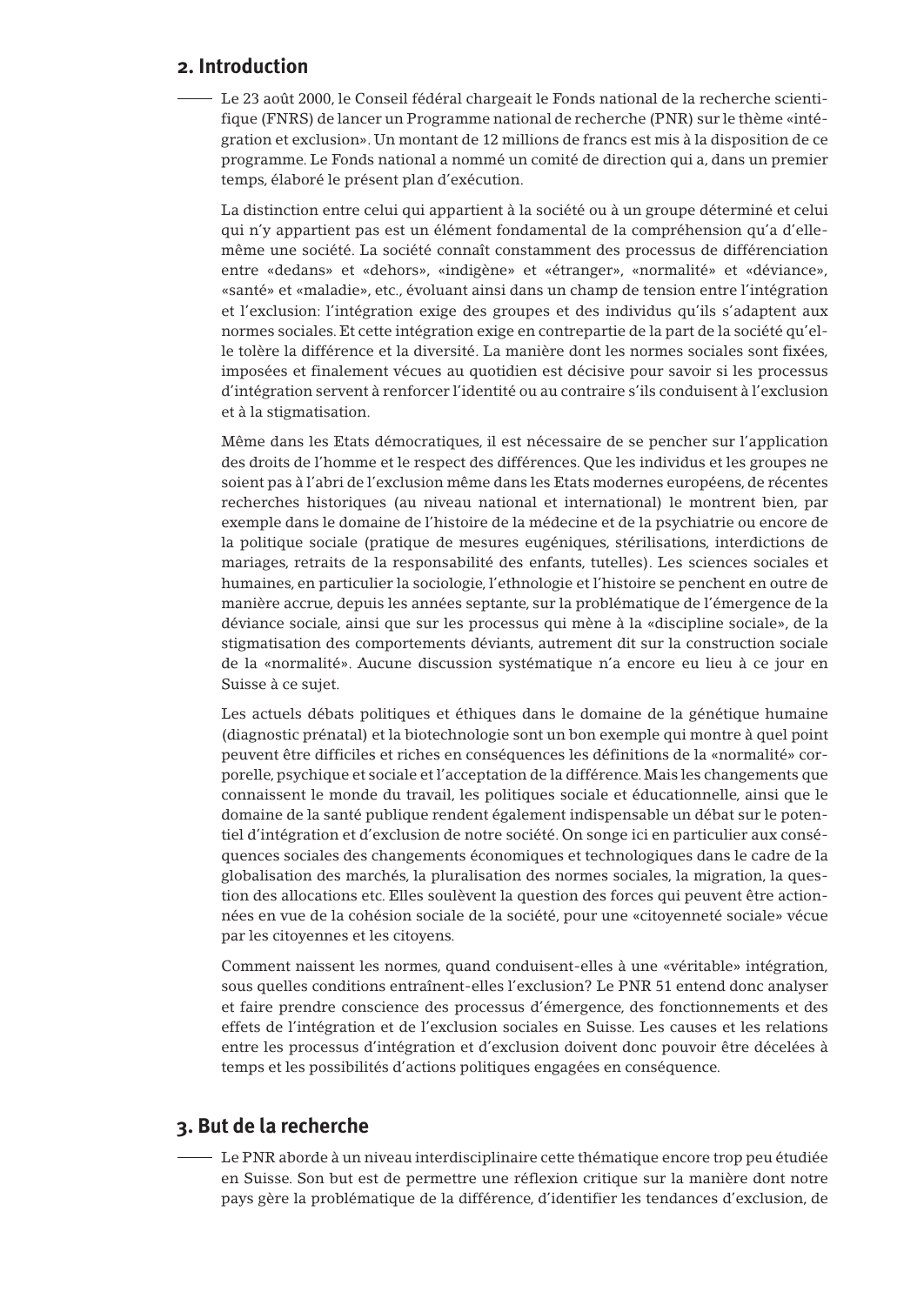## 2. Introduction

Le 23 août 2000, le Conseil fédéral chargeait le Fonds national de la recherche scientifique (FNRS) de lancer un Programme national de recherche (PNR) sur le thème «intégration et exclusion». Un montant de 12 millions de francs est mis à la disposition de ce programme. Le Fonds national a nommé un comité de direction qui a, dans un premier temps, élaboré le présent plan d'exécution.

La distinction entre celui qui appartient à la société ou à un groupe déterminé et celui qui n'y appartient pas est un élément fondamental de la compréhension qu'a d'elle-même une société. La société connaît constamment des processus de différenciation entre «dedans» et «dehors», «indigène» et «étranger», «normalité» et «déviance», «santé» et «maladie», etc., évoluant ainsi dans un champ de tension entre l'intégration et l'exclusion: l'intégration exige des groupes et des individus qu'ils s'adaptent aux normes sociales. Et cette intégration exige en contrepartie de la part de la société qu'elle tolère la différence et la diversité. La manière dont les normes sociales sont fixées, imposées et finalement vécues au quotidien est décisive pour savoir si les processus d'intégration servent à renforcer l'identité ou au contraire s'ils conduisent à l'exclusion et à la stigmatisation.

Même dans les Etats démocratiques, il est nécessaire de se pencher sur l'application des droits de l'homme et le respect des différences. Que les individus et les groupes ne soient pas à l'abri de l'exclusion même dans les Etats modernes européens, de récentes recherches historiques (au niveau national et international) le montrent bien, par exemple dans le domaine de l'histoire de la médecine et de la psychiatrie ou encore de la politique sociale (pratique de mesures eugéniques, stérilisations, interdictions de mariages, retraits de la responsabilité des enfants, tutelles). Les sciences sociales et humaines, en particulier la sociologie, l'ethnologie et l'histoire se penchent en outre de manière accrue, depuis les années septante, sur la problématique de l'émergence de la déviance sociale, ainsi que sur les processus qui mène à la «discipline sociale», de la stigmatisation des comportements déviants, autrement dit sur la construction sociale de la «normalité». Aucune discussion systématique n'a encore eu lieu à ce jour en Suisse à ce sujet.

Les actuels débats politiques et éthiques dans le domaine de la génétique humaine (diagnostic prénatal) et la biotechnologie sont un bon exemple qui montre à quel point peuvent être difficiles et riches en conséquences les définitions de la «normalité» corporelle, psychique et sociale et l'acceptation de la différence. Mais les changements que connaissent le monde du travail, les politiques sociale et éducationnelle, ainsi que le domaine de la santé publique rendent également indispensable un débat sur le potentiel d'intégration et d'exclusion de notre société. On songe ici en particulier aux conséquences sociales des changements économiques et technologiques dans le cadre de la globalisation des marchés, la pluralisation des normes sociales, la migration, la question des allocations etc. Elles soulèvent la question des forces qui peuvent être actionnées en vue de la cohésion sociale de la société, pour une «citoyenneté sociale» vécue par les citoyennes et les citoyens.

Comment naissent les normes, quand conduisent-elles à une «véritable» intégration, sous quelles conditions entraînent-elles l'exclusion? Le PNR 51 entend donc analyser et faire prendre conscience des processus d'émergence, des fonctionnements et des effets de l'intégration et de l'exclusion sociales en Suisse. Les causes et les relations entre les processus d'intégration et d'exclusion doivent donc pouvoir être décelées à temps et les possibilités d'actions politiques engagées en conséquence.

## 3. But de la recherche

Le PNR aborde à un niveau interdisciplinaire cette thématique encore trop peu étudiée en Suisse. Son but est de permettre une réflexion critique sur la manière dont notre pays gère la problématique de la différence, d'identifier les tendances d'exclusion, de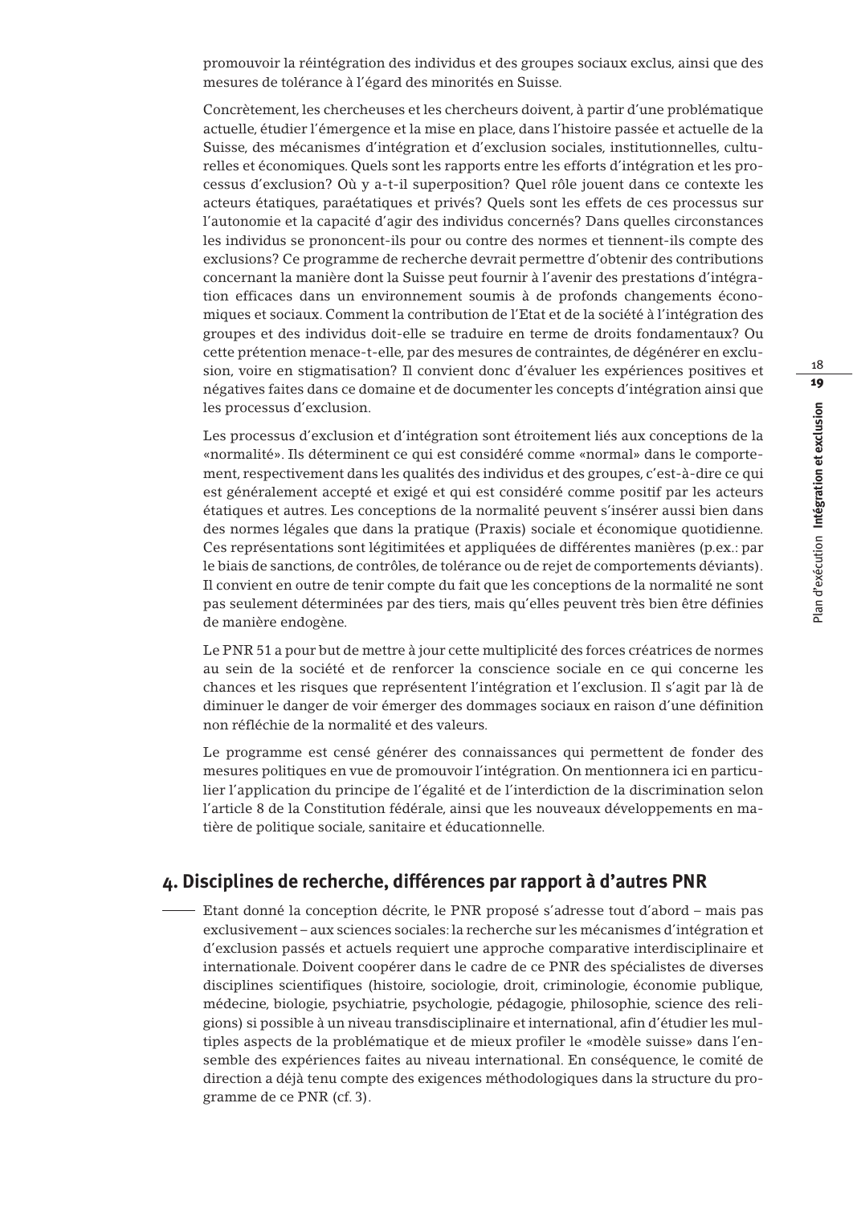promouvoir la réintégration des individus et des groupes sociaux exclus, ainsi que des mesures de tolérance à l'égard des minorités en Suisse.

Concrètement, les chercheuses et les chercheurs doivent, à partir d'une problématique actuelle, étudier l'émergence et la mise en place, dans l'histoire passée et actuelle de la Suisse, des mécanismes d'intégration et d'exclusion sociales, institutionnelles, culturelles et économiques. Quels sont les rapports entre les efforts d'intégration et les processus d'exclusion? Où y a-t-il superposition? Quel rôle jouent dans ce contexte les acteurs étatiques, paraétatiques et privés? Quels sont les effets de ces processus sur l'autonomie et la capacité d'agir des individus concernés? Dans quelles circonstances les individus se prononcent-ils pour ou contre des normes et tiennent-ils compte des exclusions? Ce programme de recherche devrait permettre d'obtenir des contributions concernant la manière dont la Suisse peut fournir à l'avenir des prestations d'intégration efficaces dans un environnement soumis à de profonds changements économiques et sociaux. Comment la contribution de l'Etat et de la société à l'intégration des groupes et des individus doit-elle se traduire en terme de droits fondamentaux? Ou cette prétention menace-t-elle, par des mesures de contraintes, de dégénérer en exclusion, voire en stigmatisation? Il convient donc d'évaluer les expériences positives et négatives faites dans ce domaine et de documenter les concepts d'intégration ainsi que les processus d'exclusion.

Les processus d'exclusion et d'intégration sont étroitement liés aux conceptions de la «normalité». Ils déterminent ce qui est considéré comme «normal» dans le comportement, respectivement dans les qualités des individus et des groupes, c'est-à-dire ce qui est généralement accepté et exigé et qui est considéré comme positif par les acteurs étatiques et autres. Les conceptions de la normalité peuvent s'insérer aussi bien dans des normes légales que dans la pratique (Praxis) sociale et économique quotidienne. Ces représentations sont légitimitées et appliquées de différentes manières (p.ex.: par le biais de sanctions, de contrôles, de tolérance ou de rejet de comportements déviants). Il convient en outre de tenir compte du fait que les conceptions de la normalité ne sont pas seulement déterminées par des tiers, mais qu'elles peuvent très bien être définies de manière endogène.

Le PNR 51 a pour but de mettre à jour cette multiplicité des forces créatrices de normes au sein de la société et de renforcer la conscience sociale en ce qui concerne les chances et les risques que représentent l'intégration et l'exclusion. Il s'agit par là de diminuer le danger de voir émerger des dommages sociaux en raison d'une définition non réfléchie de la normalité et des valeurs.

Le programme est censé générer des connaissances qui permettent de fonder des mesures politiques en vue de promouvoir l'intégration. On mentionnera ici en particulier l'application du principe de l'égalité et de l'interdiction de la discrimination selon l'article 8 de la Constitution fédérale, ainsi que les nouveaux développements en matière de politique sociale, sanitaire et éducationnelle.

## 4. Disciplines de recherche, différences par rapport à d'autres PNR

Etant donné la conception décrite, le PNR proposé s'adresse tout d'abord – mais pas exclusivement – aux sciences sociales: la recherche sur les mécanismes d'intégration et d'exclusion passés et actuels requiert une approche comparative interdisciplinaire et internationale. Doivent coopérer dans le cadre de ce PNR des spécialistes de diverses disciplines scientifiques (histoire, sociologie, droit, criminologie, économie publique, médecine, biologie, psychiatrie, psychologie, pédagogie, philosophie, science des religions) si possible à un niveau transdisciplinaire et international, afin d'étudier les multiples aspects de la problématique et de mieux profiler le «modèle suisse» dans l'ensemble des expériences faites au niveau international. En conséquence, le comité de direction a déjà tenu compte des exigences méthodologiques dans la structure du programme de ce PNR (cf. 3).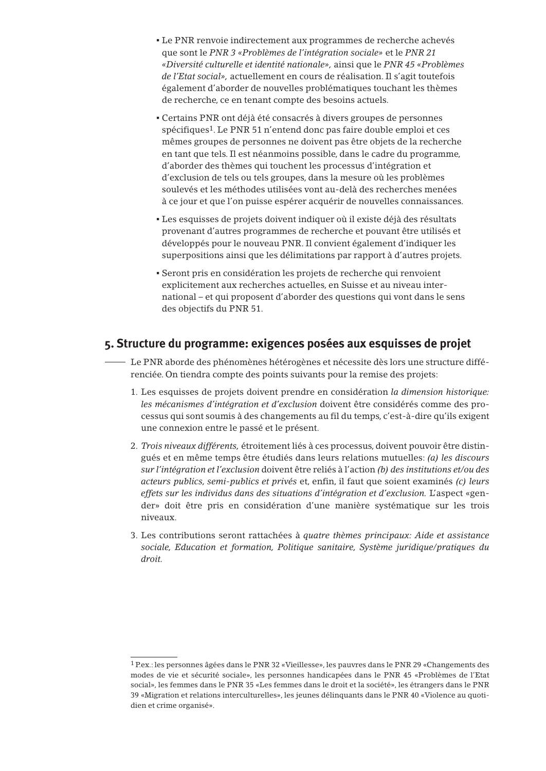- Le PNR renvoie indirectement aux programmes de recherche achevés que sont le *PNR 3 «Problèmes de l'intégration sociale»* et le *PNR 21 «Diversité culturelle et identité nationale»,* ainsi que le *PNR 45 «Problèmes de l'Etat social»,* actuellement en cours de réalisation. Il s'agit toutefois également d'aborder de nouvelles problématiques touchant les thèmes de recherche, ce en tenant compte des besoins actuels.
- Certains PNR ont déjà été consacrés à divers groupes de personnes spécifiques[1]. Le PNR 51 n'entend donc pas faire double emploi et ces mêmes groupes de personnes ne doivent pas être objets de la recherche en tant que tels. Il est néanmoins possible, dans le cadre du programme, d'aborder des thèmes qui touchent les processus d'intégration et d'exclusion de tels ou tels groupes, dans la mesure où les problèmes soulevés et les méthodes utilisées vont au-delà des recherches menées à ce jour et que l'on puisse espérer acquérir de nouvelles connaissances.
- Les esquisses de projets doivent indiquer où il existe déjà des résultats provenant d'autres programmes de recherche et pouvant être utilisés et développés pour le nouveau PNR. Il convient également d'indiquer les superpositions ainsi que les délimitations par rapport à d'autres projets.
- Seront pris en considération les projets de recherche qui renvoient explicitement aux recherches actuelles, en Suisse et au niveau international – et qui proposent d'aborder des questions qui vont dans le sens des objectifs du PNR 51.

## 5. Structure du programme: exigences posées aux esquisses de projet

Le PNR aborde des phénomènes hétérogènes et nécessite dès lors une structure différenciée. On tiendra compte des points suivants pour la remise des projets:

1. Les esquisses de projets doivent prendre en considération *la dimension historique: les mécanismes d'intégration et d'exclusion* doivent être considérés comme des processus qui sont soumis à des changements au fil du temps, c'est-à-dire qu'ils exigent une connexion entre le passé et le présent.
2. *Trois niveaux différents,* étroitement liés à ces processus, doivent pouvoir être distingués et en même temps être étudiés dans leurs relations mutuelles: *(a) les discours sur l'intégration et l'exclusion* doivent être reliés à l'action *(b) des institutions et/ou des acteurs publics, semi-publics et privés* et, enfin, il faut que soient examinés *(c) leurs effets sur les individus dans des situations d'intégration et d'exclusion.* L'aspect «gender» doit être pris en considération d'une manière systématique sur les trois niveaux.
3. Les contributions seront rattachées à *quatre thèmes principaux: Aide et assistance sociale, Education et formation, Politique sanitaire, Système juridique/pratiques du droit.*

[1] P.ex.: les personnes âgées dans le PNR 32 «Vieillesse», les pauvres dans le PNR 29 «Changements des modes de vie et sécurité sociale», les personnes handicapées dans le PNR 45 «Problèmes de l'Etat social», les femmes dans le PNR 35 «Les femmes dans le droit et la société», les étrangers dans le PNR 39 «Migration et relations interculturelles», les jeunes délinquants dans le PNR 40 «Violence au quotidien et crime organisé».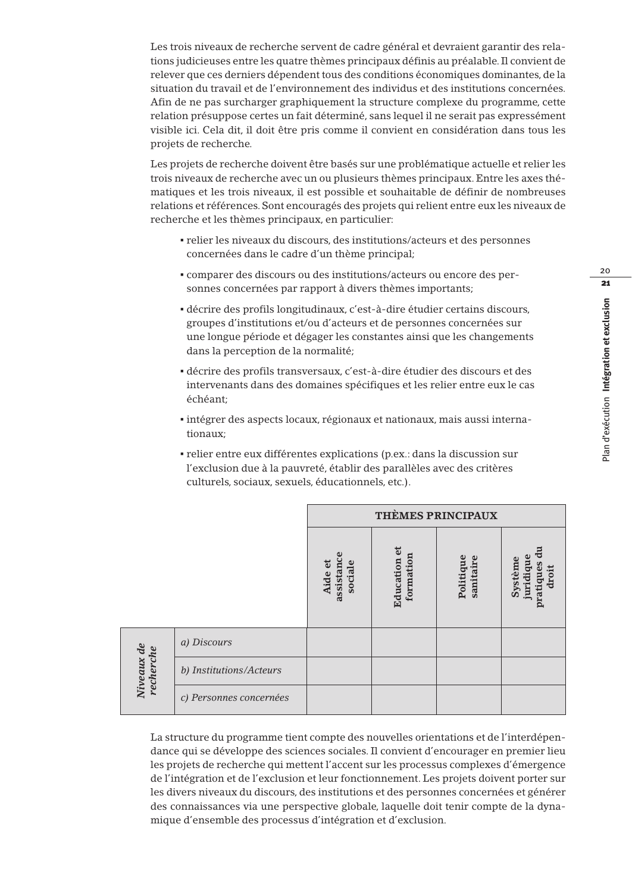Les trois niveaux de recherche servent de cadre général et devraient garantir des relations judicieuses entre les quatre thèmes principaux définis au préalable. Il convient de relever que ces derniers dépendent tous des conditions économiques dominantes, de la situation du travail et de l'environnement des individus et des institutions concernées. Afin de ne pas surcharger graphiquement la structure complexe du programme, cette relation présuppose certes un fait déterminé, sans lequel il ne serait pas expressément visible ici. Cela dit, il doit être pris comme il convient en considération dans tous les projets de recherche.

Les projets de recherche doivent être basés sur une problématique actuelle et relier les trois niveaux de recherche avec un ou plusieurs thèmes principaux. Entre les axes thématiques et les trois niveaux, il est possible et souhaitable de définir de nombreuses relations et références. Sont encouragés des projets qui relient entre eux les niveaux de recherche et les thèmes principaux, en particulier:

- relier les niveaux du discours, des institutions/acteurs et des personnes concernées dans le cadre d'un thème principal;
- comparer des discours ou des institutions/acteurs ou encore des personnes concernées par rapport à divers thèmes importants;
- décrire des profils longitudinaux, c'est-à-dire étudier certains discours, groupes d'institutions et/ou d'acteurs et de personnes concernées sur une longue période et dégager les constantes ainsi que les changements dans la perception de la normalité;
- décrire des profils transversaux, c'est-à-dire étudier des discours et des intervenants dans des domaines spécifiques et les relier entre eux le cas échéant;
- intégrer des aspects locaux, régionaux et nationaux, mais aussi internationaux;
- relier entre eux différentes explications (p.ex.: dans la discussion sur l'exclusion due à la pauvreté, établir des parallèles avec des critères culturels, sociaux, sexuels, éducationnels, etc.).

| | | **THÈMES PRINCIPAUX** | | | |
|---|---|---|---|---|---|
| | | **Aide et assistance sociale** | **Education et formation** | **Politique sanitaire** | **Système juridique pratiques du droit** |
| ***Niveaux de recherche*** | *a) Discours* | | | | |
| | *b) Institutions/Acteurs* | | | | |
| | *c) Personnes concernées* | | | | |

La structure du programme tient compte des nouvelles orientations et de l'interdépendance qui se développe des sciences sociales. Il convient d'encourager en premier lieu les projets de recherche qui mettent l'accent sur les processus complexes d'émergence de l'intégration et de l'exclusion et leur fonctionnement. Les projets doivent porter sur les divers niveaux du discours, des institutions et des personnes concernées et générer des connaissances via une perspective globale, laquelle doit tenir compte de la dynamique d'ensemble des processus d'intégration et d'exclusion.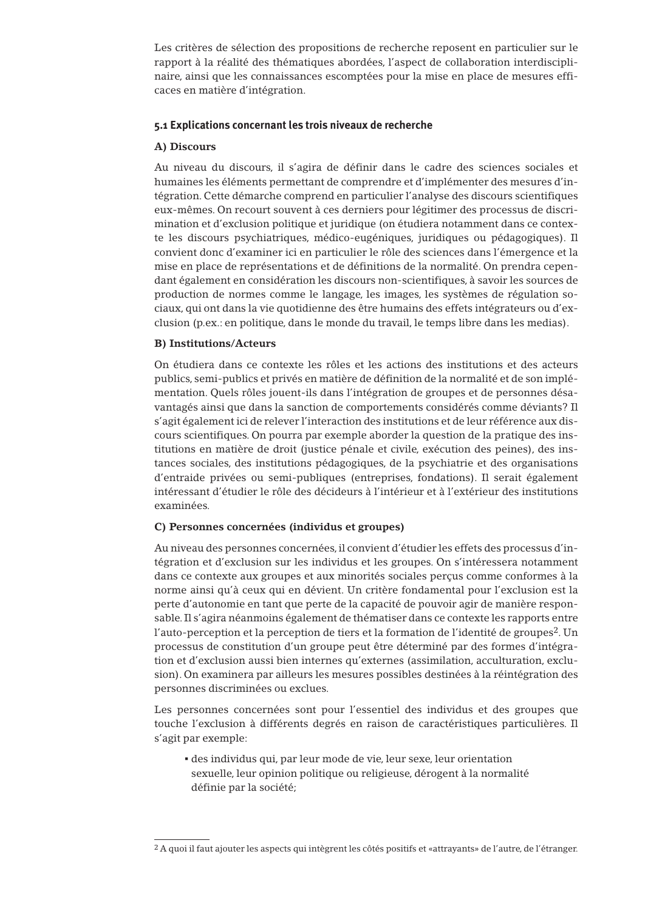Les critères de sélection des propositions de recherche reposent en particulier sur le rapport à la réalité des thématiques abordées, l'aspect de collaboration interdisciplinaire, ainsi que les connaissances escomptées pour la mise en place de mesures efficaces en matière d'intégration.

### 5.1 Explications concernant les trois niveaux de recherche

**A) Discours**

Au niveau du discours, il s'agira de définir dans le cadre des sciences sociales et humaines les éléments permettant de comprendre et d'implémenter des mesures d'intégration. Cette démarche comprend en particulier l'analyse des discours scientifiques eux-mêmes. On recourt souvent à ces derniers pour légitimer des processus de discrimination et d'exclusion politique et juridique (on étudiera notamment dans ce contexte les discours psychiatriques, médico-eugéniques, juridiques ou pédagogiques). Il convient donc d'examiner ici en particulier le rôle des sciences dans l'émergence et la mise en place de représentations et de définitions de la normalité. On prendra cependant également en considération les discours non-scientifiques, à savoir les sources de production de normes comme le langage, les images, les systèmes de régulation sociaux, qui ont dans la vie quotidienne des être humains des effets intégrateurs ou d'exclusion (p.ex.: en politique, dans le monde du travail, le temps libre dans les medias).

**B) Institutions/Acteurs**

On étudiera dans ce contexte les rôles et les actions des institutions et des acteurs publics, semi-publics et privés en matière de définition de la normalité et de son implémentation. Quels rôles jouent-ils dans l'intégration de groupes et de personnes désavantagés ainsi que dans la sanction de comportements considérés comme déviants? Il s'agit également ici de relever l'interaction des institutions et de leur référence aux discours scientifiques. On pourra par exemple aborder la question de la pratique des institutions en matière de droit (justice pénale et civile, exécution des peines), des instances sociales, des institutions pédagogiques, de la psychiatrie et des organisations d'entraide privées ou semi-publiques (entreprises, fondations). Il serait également intéressant d'étudier le rôle des décideurs à l'intérieur et à l'extérieur des institutions examinées.

**C) Personnes concernées (individus et groupes)**

Au niveau des personnes concernées, il convient d'étudier les effets des processus d'intégration et d'exclusion sur les individus et les groupes. On s'intéressera notamment dans ce contexte aux groupes et aux minorités sociales perçus comme conformes à la norme ainsi qu'à ceux qui en dévient. Un critère fondamental pour l'exclusion est la perte d'autonomie en tant que perte de la capacité de pouvoir agir de manière responsable. Il s'agira néanmoins également de thématiser dans ce contexte les rapports entre l'auto-perception et la perception de tiers et la formation de l'identité de groupes[2]. Un processus de constitution d'un groupe peut être déterminé par des formes d'intégration et d'exclusion aussi bien internes qu'externes (assimilation, acculturation, exclusion). On examinera par ailleurs les mesures possibles destinées à la réintégration des personnes discriminées ou exclues.

Les personnes concernées sont pour l'essentiel des individus et des groupes que touche l'exclusion à différents degrés en raison de caractéristiques particulières. Il s'agit par exemple:

- des individus qui, par leur mode de vie, leur sexe, leur orientation sexuelle, leur opinion politique ou religieuse, dérogent à la normalité définie par la société;

---

[2] A quoi il faut ajouter les aspects qui intègrent les côtés positifs et «attrayants» de l'autre, de l'étranger.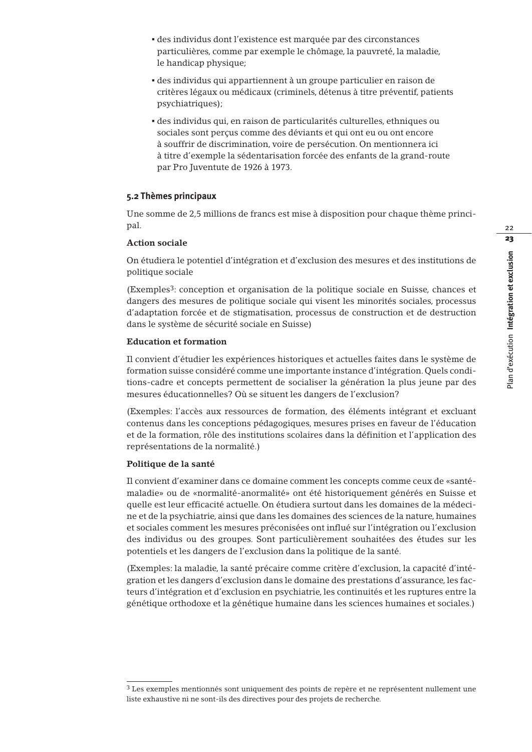- des individus dont l'existence est marquée par des circonstances particulières, comme par exemple le chômage, la pauvreté, la maladie, le handicap physique;
- des individus qui appartiennent à un groupe particulier en raison de critères légaux ou médicaux (criminels, détenus à titre préventif, patients psychiatriques);
- des individus qui, en raison de particularités culturelles, ethniques ou sociales sont perçus comme des déviants et qui ont eu ou ont encore à souffrir de discrimination, voire de persécution. On mentionnera ici à titre d'exemple la sédentarisation forcée des enfants de la grand-route par Pro Juventute de 1926 à 1973.

### 5.2 Thèmes principaux

Une somme de 2,5 millions de francs est mise à disposition pour chaque thème principal.

**Action sociale**

On étudiera le potentiel d'intégration et d'exclusion des mesures et des institutions de politique sociale

(Exemples[3]: conception et organisation de la politique sociale en Suisse, chances et dangers des mesures de politique sociale qui visent les minorités sociales, processus d'adaptation forcée et de stigmatisation, processus de construction et de destruction dans le système de sécurité sociale en Suisse)

**Education et formation**

Il convient d'étudier les expériences historiques et actuelles faites dans le système de formation suisse considéré comme une importante instance d'intégration. Quels conditions-cadre et concepts permettent de socialiser la génération la plus jeune par des mesures éducationnelles? Où se situent les dangers de l'exclusion?

(Exemples: l'accès aux ressources de formation, des éléments intégrant et excluant contenus dans les conceptions pédagogiques, mesures prises en faveur de l'éducation et de la formation, rôle des institutions scolaires dans la définition et l'application des représentations de la normalité.)

**Politique de la santé**

Il convient d'examiner dans ce domaine comment les concepts comme ceux de «santé-maladie» ou de «normalité-anormalité» ont été historiquement générés en Suisse et quelle est leur efficacité actuelle. On étudiera surtout dans les domaines de la médecine et de la psychiatrie, ainsi que dans les domaines des sciences de la nature, humaines et sociales comment les mesures préconisées ont influé sur l'intégration ou l'exclusion des individus ou des groupes. Sont particulièrement souhaitées des études sur les potentiels et les dangers de l'exclusion dans la politique de la santé.

(Exemples: la maladie, la santé précaire comme critère d'exclusion, la capacité d'intégration et les dangers d'exclusion dans le domaine des prestations d'assurance, les facteurs d'intégration et d'exclusion en psychiatrie, les continuités et les ruptures entre la génétique orthodoxe et la génétique humaine dans les sciences humaines et sociales.)

---

[3] Les exemples mentionnés sont uniquement des points de repère et ne représentent nullement une liste exhaustive ni ne sont-ils des directives pour des projets de recherche.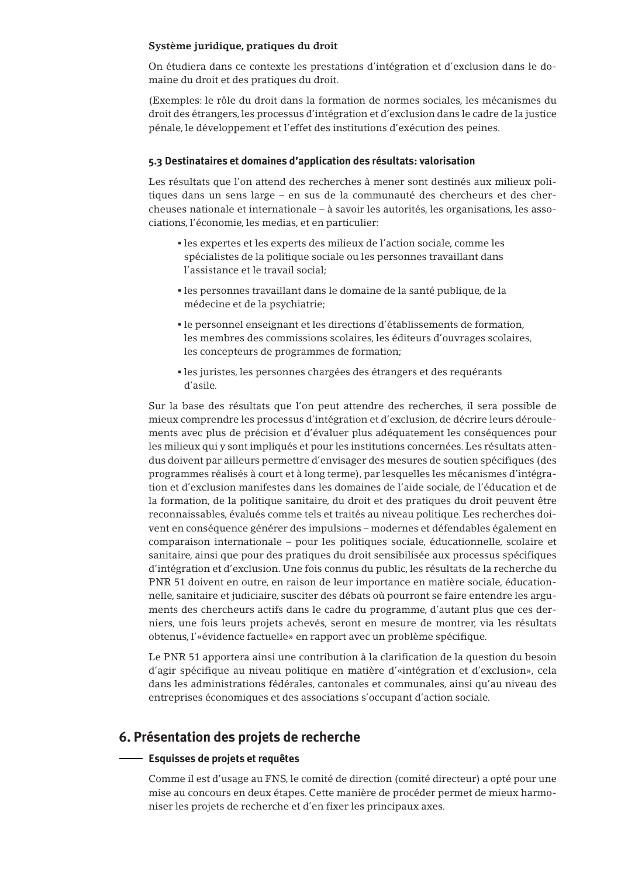**Système juridique, pratiques du droit**

On étudiera dans ce contexte les prestations d'intégration et d'exclusion dans le domaine du droit et des pratiques du droit.

(Exemples: le rôle du droit dans la formation de normes sociales, les mécanismes du droit des étrangers, les processus d'intégration et d'exclusion dans le cadre de la justice pénale, le développement et l'effet des institutions d'exécution des peines.

### 5.3 Destinataires et domaines d'application des résultats: valorisation

Les résultats que l'on attend des recherches à mener sont destinés aux milieux politiques dans un sens large – en sus de la communauté des chercheurs et des chercheuses nationale et internationale – à savoir les autorités, les organisations, les associations, l'économie, les medias, et en particulier:

- les expertes et les experts des milieux de l'action sociale, comme les spécialistes de la politique sociale ou les personnes travaillant dans l'assistance et le travail social;
- les personnes travaillant dans le domaine de la santé publique, de la médecine et de la psychiatrie;
- le personnel enseignant et les directions d'établissements de formation, les membres des commissions scolaires, les éditeurs d'ouvrages scolaires, les concepteurs de programmes de formation;
- les juristes, les personnes chargées des étrangers et des requérants d'asile.

Sur la base des résultats que l'on peut attendre des recherches, il sera possible de mieux comprendre les processus d'intégration et d'exclusion, de décrire leurs déroulements avec plus de précision et d'évaluer plus adéquatement les conséquences pour les milieux qui y sont impliqués et pour les institutions concernées. Les résultats attendus doivent par ailleurs permettre d'envisager des mesures de soutien spécifiques (des programmes réalisés à court et à long terme), par lesquelles les mécanismes d'intégration et d'exclusion manifestes dans les domaines de l'aide sociale, de l'éducation et de la formation, de la politique sanitaire, du droit et des pratiques du droit peuvent être reconnaissables, évalués comme tels et traités au niveau politique. Les recherches doivent en conséquence générer des impulsions – modernes et défendables également en comparaison internationale – pour les politiques sociale, éducationnelle, scolaire et sanitaire, ainsi que pour des pratiques du droit sensibilisée aux processus spécifiques d'intégration et d'exclusion. Une fois connus du public, les résultats de la recherche du PNR 51 doivent en outre, en raison de leur importance en matière sociale, éducationnelle, sanitaire et judiciaire, susciter des débats où pourront se faire entendre les arguments des chercheurs actifs dans le cadre du programme, d'autant plus que ces derniers, une fois leurs projets achevés, seront en mesure de montrer, via les résultats obtenus, l'«évidence factuelle» en rapport avec un problème spécifique.

Le PNR 51 apportera ainsi une contribution à la clarification de la question du besoin d'agir spécifique au niveau politique en matière d'«intégration et d'exclusion», cela dans les administrations fédérales, cantonales et communales, ainsi qu'au niveau des entreprises économiques et des associations s'occupant d'action sociale.

## 6. Présentation des projets de recherche

### Esquisses de projets et requêtes

Comme il est d'usage au FNS, le comité de direction (comité directeur) a opté pour une mise au concours en deux étapes. Cette manière de procéder permet de mieux harmoniser les projets de recherche et d'en fixer les principaux axes.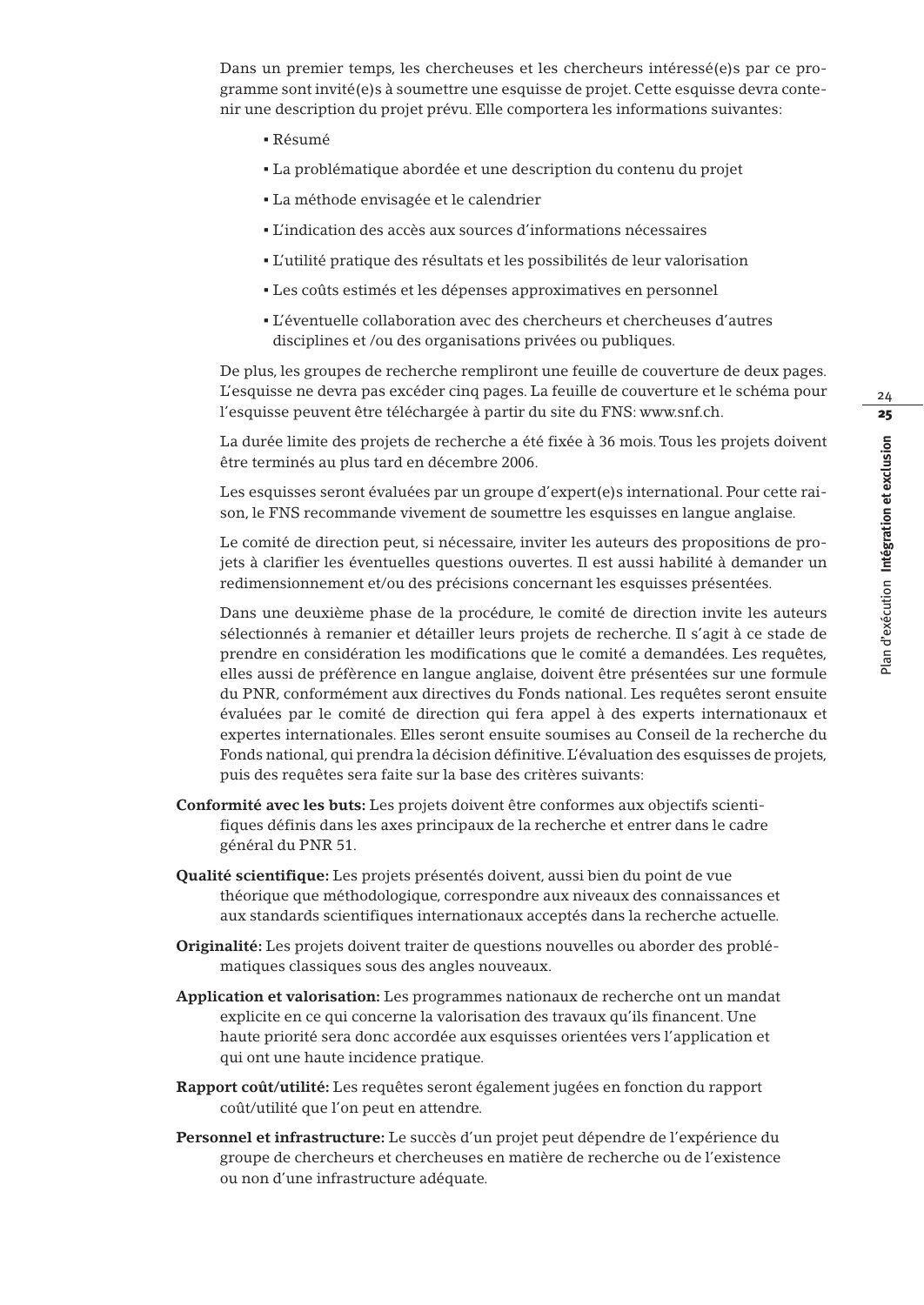Dans un premier temps, les chercheuses et les chercheurs intéressé(e)s par ce programme sont invité(e)s à soumettre une esquisse de projet. Cette esquisse devra contenir une description du projet prévu. Elle comportera les informations suivantes:

- Résumé
- La problématique abordée et une description du contenu du projet
- La méthode envisagée et le calendrier
- L'indication des accès aux sources d'informations nécessaires
- L'utilité pratique des résultats et les possibilités de leur valorisation
- Les coûts estimés et les dépenses approximatives en personnel
- L'éventuelle collaboration avec des chercheurs et chercheuses d'autres disciplines et /ou des organisations privées ou publiques.

De plus, les groupes de recherche rempliront une feuille de couverture de deux pages. L'esquisse ne devra pas excéder cinq pages. La feuille de couverture et le schéma pour l'esquisse peuvent être téléchargée à partir du site du FNS: www.snf.ch.

La durée limite des projets de recherche a été fixée à 36 mois. Tous les projets doivent être terminés au plus tard en décembre 2006.

Les esquisses seront évaluées par un groupe d'expert(e)s international. Pour cette raison, le FNS recommande vivement de soumettre les esquisses en langue anglaise.

Le comité de direction peut, si nécessaire, inviter les auteurs des propositions de projets à clarifier les éventuelles questions ouvertes. Il est aussi habilité à demander un redimensionnement et/ou des précisions concernant les esquisses présentées.

Dans une deuxième phase de la procédure, le comité de direction invite les auteurs sélectionnés à remanier et détailler leurs projets de recherche. Il s'agit à ce stade de prendre en considération les modifications que le comité a demandées. Les requêtes, elles aussi de préférence en langue anglaise, doivent être présentées sur une formule du PNR, conformément aux directives du Fonds national. Les requêtes seront ensuite évaluées par le comité de direction qui fera appel à des experts internationaux et expertes internationales. Elles seront ensuite soumises au Conseil de la recherche du Fonds national, qui prendra la décision définitive. L'évaluation des esquisses de projets, puis des requêtes sera faite sur la base des critères suivants:

**Conformité avec les buts:** Les projets doivent être conformes aux objectifs scientifiques définis dans les axes principaux de la recherche et entrer dans le cadre général du PNR 51.

**Qualité scientifique:** Les projets présentés doivent, aussi bien du point de vue théorique que méthodologique, correspondre aux niveaux des connaissances et aux standards scientifiques internationaux acceptés dans la recherche actuelle.

**Originalité:** Les projets doivent traiter de questions nouvelles ou aborder des problématiques classiques sous des angles nouveaux.

**Application et valorisation:** Les programmes nationaux de recherche ont un mandat explicite en ce qui concerne la valorisation des travaux qu'ils financent. Une haute priorité sera donc accordée aux esquisses orientées vers l'application et qui ont une haute incidence pratique.

**Rapport coût/utilité:** Les requêtes seront également jugées en fonction du rapport coût/utilité que l'on peut en attendre.

**Personnel et infrastructure:** Le succès d'un projet peut dépendre de l'expérience du groupe de chercheurs et chercheuses en matière de recherche ou de l'existence ou non d'une infrastructure adéquate.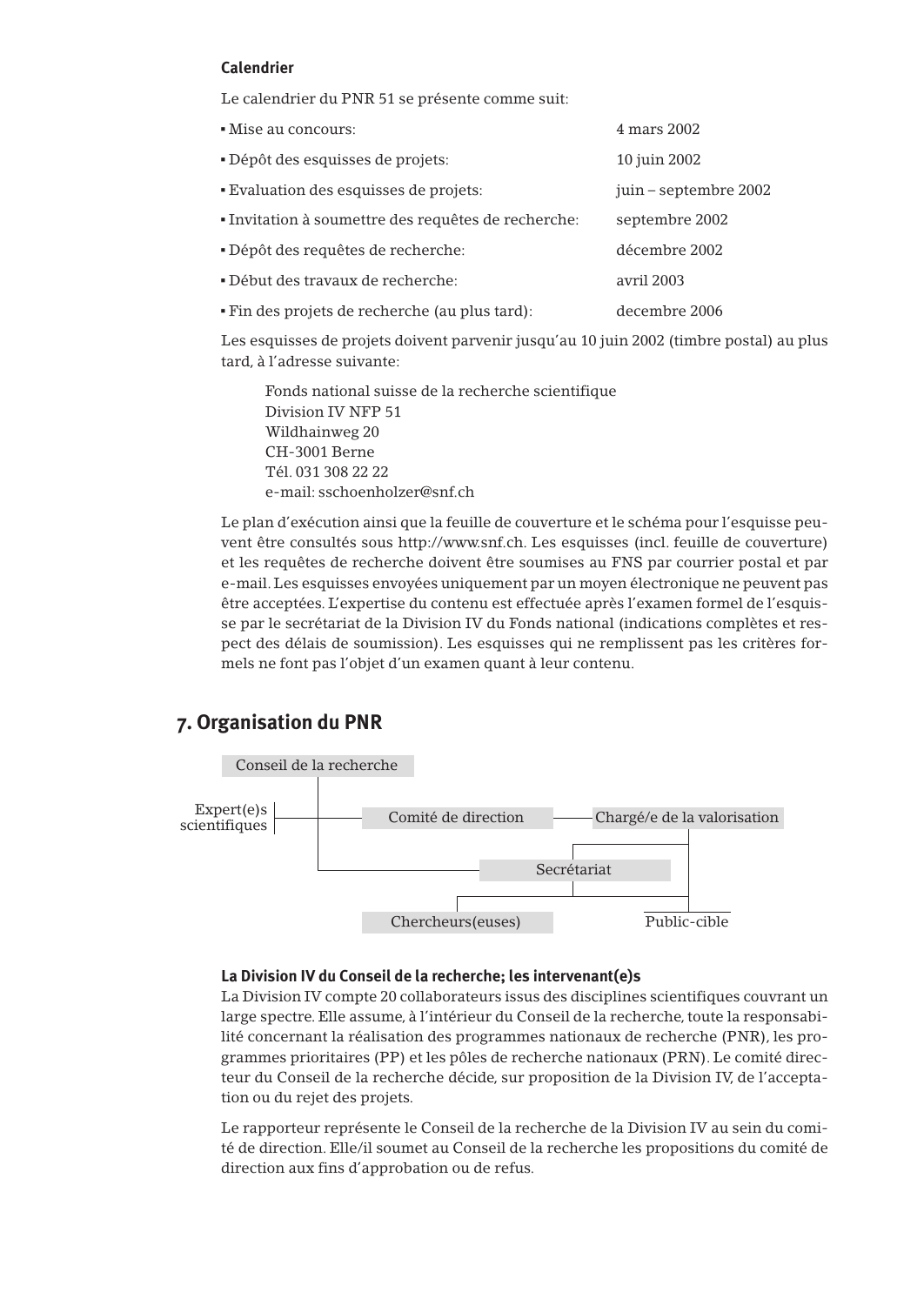#### Calendrier

Le calendrier du PNR 51 se présente comme suit:

| | |
|---|---|
| ▪ Mise au concours: | 4 mars 2002 |
| ▪ Dépôt des esquisses de projets: | 10 juin 2002 |
| ▪ Evaluation des esquisses de projets: | juin – septembre 2002 |
| ▪ Invitation à soumettre des requêtes de recherche: | septembre 2002 |
| ▪ Dépôt des requêtes de recherche: | décembre 2002 |
| ▪ Début des travaux de recherche: | avril 2003 |
| ▪ Fin des projets de recherche (au plus tard): | decembre 2006 |

Les esquisses de projets doivent parvenir jusqu'au 10 juin 2002 (timbre postal) au plus tard, à l'adresse suivante:

> Fonds national suisse de la recherche scientifique
> Division IV NFP 51
> Wildhainweg 20
> CH-3001 Berne
> Tél. 031 308 22 22
> e-mail: sschoenholzer@snf.ch

Le plan d'exécution ainsi que la feuille de couverture et le schéma pour l'esquisse peuvent être consultés sous http://www.snf.ch. Les esquisses (incl. feuille de couverture) et les requêtes de recherche doivent être soumises au FNS par courrier postal et par e-mail. Les esquisses envoyées uniquement par un moyen électronique ne peuvent pas être acceptées. L'expertise du contenu est effectuée après l'examen formel de l'esquisse par le secrétariat de la Division IV du Fonds national (indications complètes et respect des délais de soumission). Les esquisses qui ne remplissent pas les critères formels ne font pas l'objet d'un examen quant à leur contenu.

## 7. Organisation du PNR

Conseil de la recherche

Expert(e)s scientifiques — Comité de direction — Chargé/e de la valorisation

Secrétariat

Chercheurs(euses) — Public-cible

#### La Division IV du Conseil de la recherche; les intervenant(e)s

La Division IV compte 20 collaborateurs issus des disciplines scientifiques couvrant un large spectre. Elle assume, à l'intérieur du Conseil de la recherche, toute la responsabilité concernant la réalisation des programmes nationaux de recherche (PNR), les programmes prioritaires (PP) et les pôles de recherche nationaux (PRN). Le comité directeur du Conseil de la recherche décide, sur proposition de la Division IV, de l'acceptation ou du rejet des projets.

Le rapporteur représente le Conseil de la recherche de la Division IV au sein du comité de direction. Elle/il soumet au Conseil de la recherche les propositions du comité de direction aux fins d'approbation ou de refus.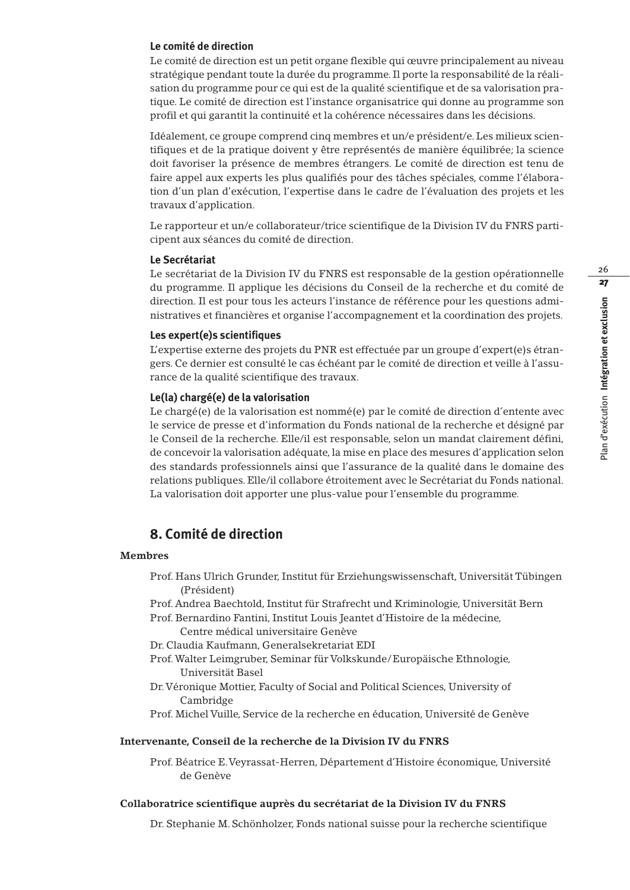### Le comité de direction

Le comité de direction est un petit organe flexible qui œuvre principalement au niveau stratégique pendant toute la durée du programme. Il porte la responsabilité de la réalisation du programme pour ce qui est de la qualité scientifique et de sa valorisation pratique. Le comité de direction est l'instance organisatrice qui donne au programme son profil et qui garantit la continuité et la cohérence nécessaires dans les décisions.

Idéalement, ce groupe comprend cinq membres et un/e président/e. Les milieux scientifiques et de la pratique doivent y être représentés de manière équilibrée; la science doit favoriser la présence de membres étrangers. Le comité de direction est tenu de faire appel aux experts les plus qualifiés pour des tâches spéciales, comme l'élaboration d'un plan d'exécution, l'expertise dans le cadre de l'évaluation des projets et les travaux d'application.

Le rapporteur et un/e collaborateur/trice scientifique de la Division IV du FNRS participent aux séances du comité de direction.

### Le Secrétariat

Le secrétariat de la Division IV du FNRS est responsable de la gestion opérationnelle du programme. Il applique les décisions du Conseil de la recherche et du comité de direction. Il est pour tous les acteurs l'instance de référence pour les questions administratives et financières et organise l'accompagnement et la coordination des projets.

### Les expert(e)s scientifiques

L'expertise externe des projets du PNR est effectuée par un groupe d'expert(e)s étrangers. Ce dernier est consulté le cas échéant par le comité de direction et veille à l'assurance de la qualité scientifique des travaux.

### Le(la) chargé(e) de la valorisation

Le chargé(e) de la valorisation est nommé(e) par le comité de direction d'entente avec le service de presse et d'information du Fonds national de la recherche et désigné par le Conseil de la recherche. Elle/il est responsable, selon un mandat clairement défini, de concevoir la valorisation adéquate, la mise en place des mesures d'application selon des standards professionnels ainsi que l'assurance de la qualité dans le domaine des relations publiques. Elle/il collabore étroitement avec le Secrétariat du Fonds national. La valorisation doit apporter une plus-value pour l'ensemble du programme.

## 8. Comité de direction

**Membres**

Prof. Hans Ulrich Grunder, Institut für Erziehungswissenschaft, Universität Tübingen (Président)
Prof. Andrea Baechtold, Institut für Strafrecht und Kriminologie, Universität Bern
Prof. Bernardino Fantini, Institut Louis Jeantet d'Histoire de la médecine, Centre médical universitaire Genève
Dr. Claudia Kaufmann, Generalsekretariat EDI
Prof. Walter Leimgruber, Seminar für Volkskunde/Europäische Ethnologie, Universität Basel
Dr. Véronique Mottier, Faculty of Social and Political Sciences, University of Cambridge
Prof. Michel Vuille, Service de la recherche en éducation, Université de Genève

**Intervenante, Conseil de la recherche de la Division IV du FNRS**

Prof. Béatrice E. Veyrassat-Herren, Département d'Histoire économique, Université de Genève

**Collaboratrice scientifique auprès du secrétariat de la Division IV du FNRS**

Dr. Stephanie M. Schönholzer, Fonds national suisse pour la recherche scientifique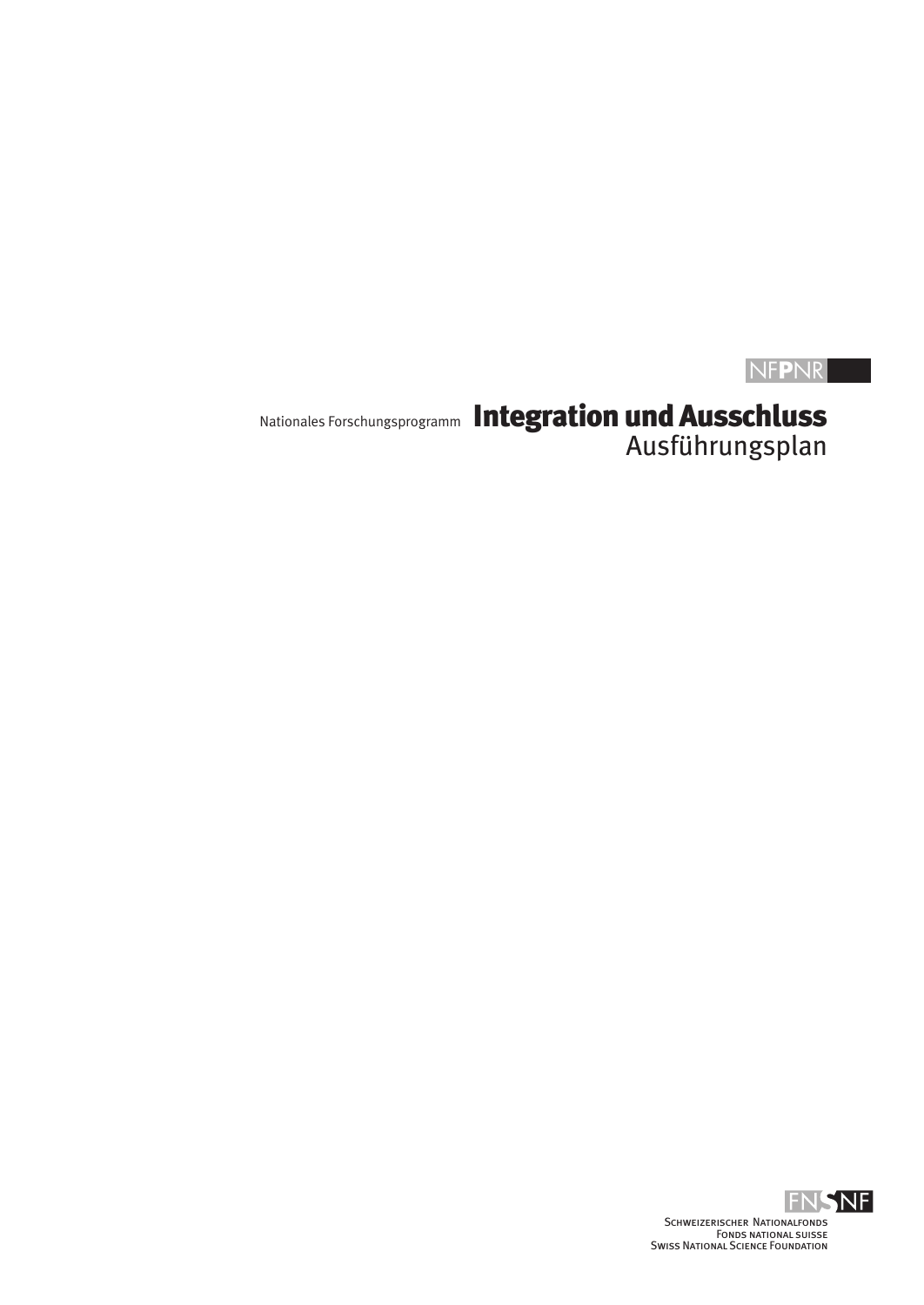NFPNR

Nationales Forschungsprogramm

# Integration und Ausschluss

## Ausführungsplan

FNSNF

Schweizerischer Nationalfonds
Fonds national suisse
Swiss National Science Foundation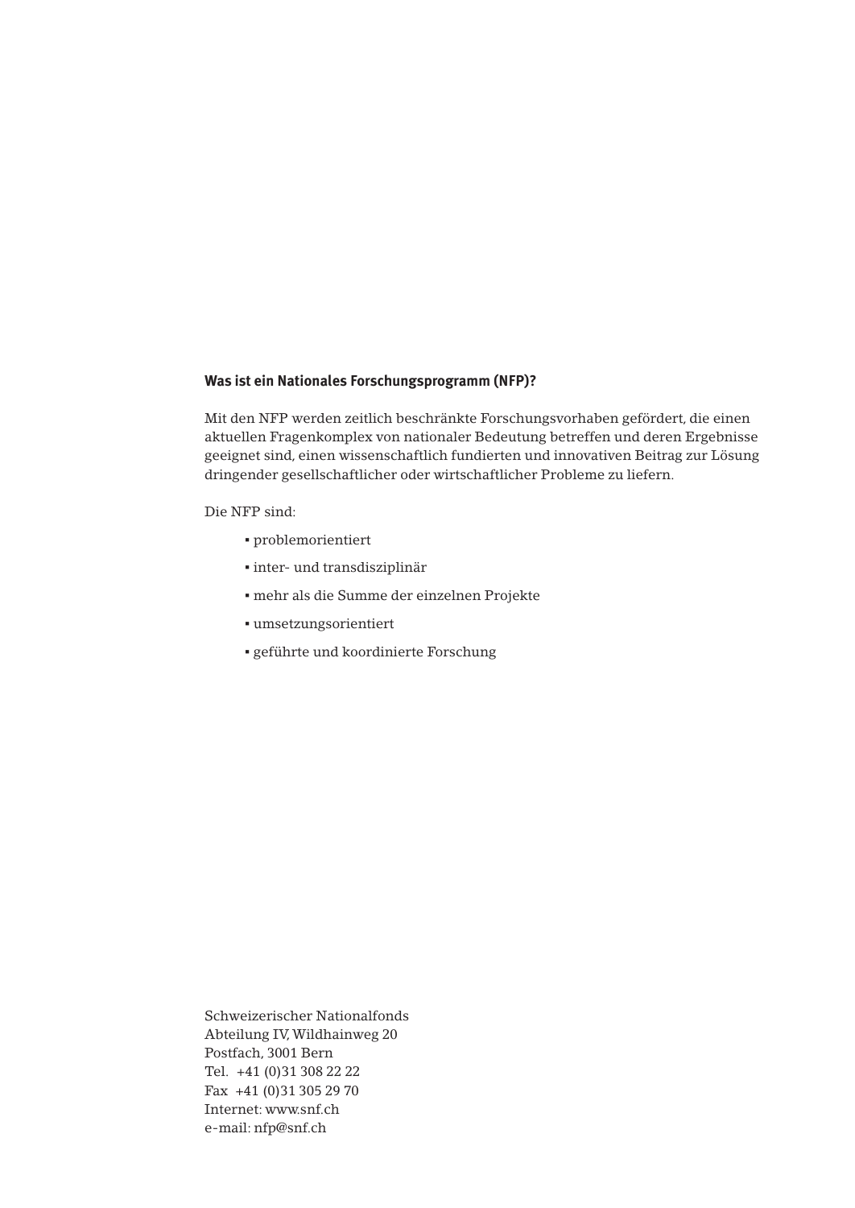**Was ist ein Nationales Forschungsprogramm (NFP)?**

Mit den NFP werden zeitlich beschränkte Forschungsvorhaben gefördert, die einen aktuellen Fragenkomplex von nationaler Bedeutung betreffen und deren Ergebnisse geeignet sind, einen wissenschaftlich fundierten und innovativen Beitrag zur Lösung dringender gesellschaftlicher oder wirtschaftlicher Probleme zu liefern.

Die NFP sind:

- problemorientiert
- inter- und transdisziplinär
- mehr als die Summe der einzelnen Projekte
- umsetzungsorientiert
- geführte und koordinierte Forschung

Schweizerischer Nationalfonds  
Abteilung IV, Wildhainweg 20  
Postfach, 3001 Bern  
Tel. +41 (0)31 308 22 22  
Fax +41 (0)31 305 29 70  
Internet: www.snf.ch  
e-mail: nfp@snf.ch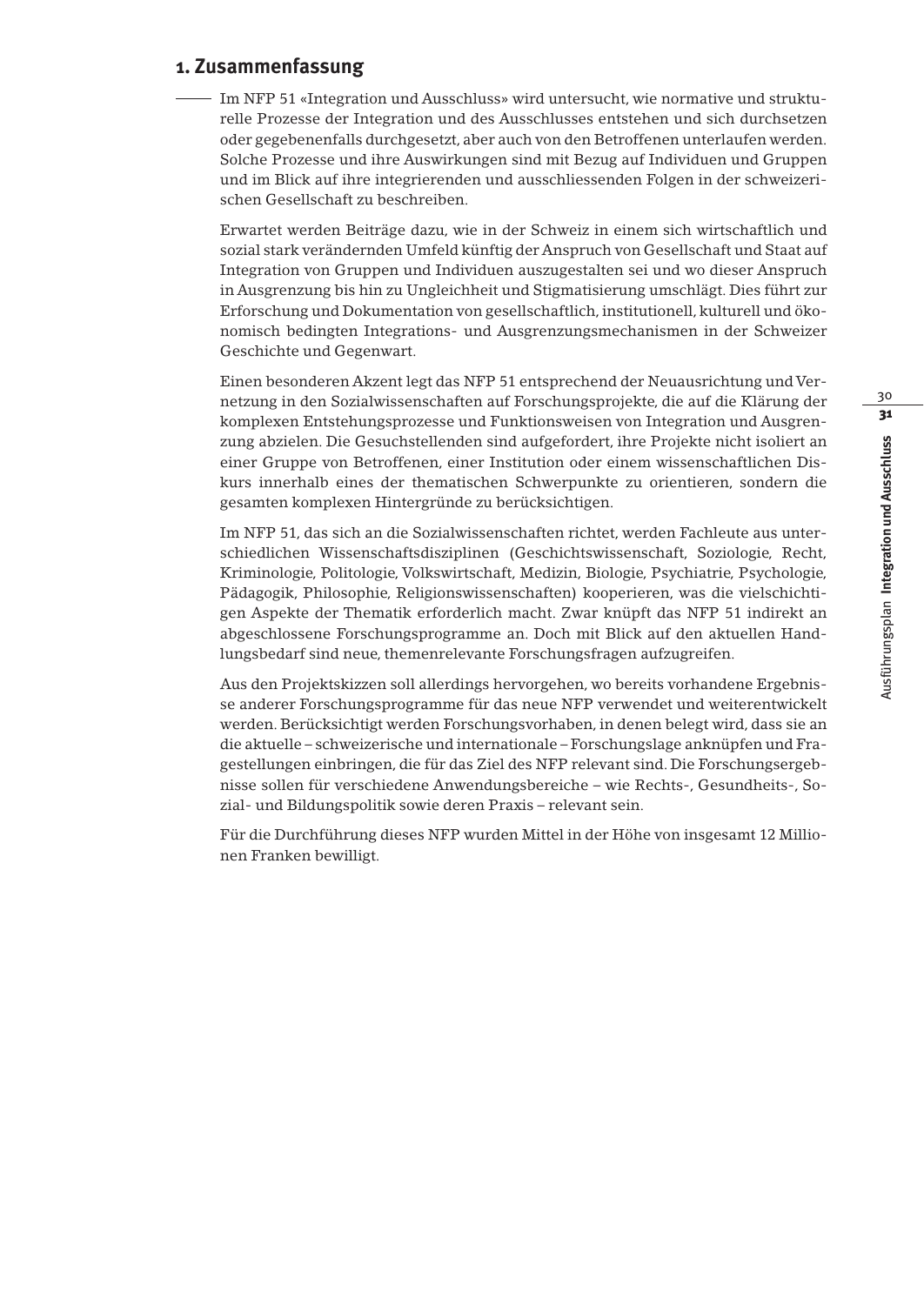## 1. Zusammenfassung

Im NFP 51 «Integration und Ausschluss» wird untersucht, wie normative und strukturelle Prozesse der Integration und des Ausschlusses entstehen und sich durchsetzen oder gegebenenfalls durchgesetzt, aber auch von den Betroffenen unterlaufen werden. Solche Prozesse und ihre Auswirkungen sind mit Bezug auf Individuen und Gruppen und im Blick auf ihre integrierenden und ausschliessenden Folgen in der schweizerischen Gesellschaft zu beschreiben.

Erwartet werden Beiträge dazu, wie in der Schweiz in einem sich wirtschaftlich und sozial stark verändernden Umfeld künftig der Anspruch von Gesellschaft und Staat auf Integration von Gruppen und Individuen auszugestalten sei und wo dieser Anspruch in Ausgrenzung bis hin zu Ungleichheit und Stigmatisierung umschlägt. Dies führt zur Erforschung und Dokumentation von gesellschaftlich, institutionell, kulturell und ökonomisch bedingten Integrations- und Ausgrenzungsmechanismen in der Schweizer Geschichte und Gegenwart.

Einen besonderen Akzent legt das NFP 51 entsprechend der Neuausrichtung und Vernetzung in den Sozialwissenschaften auf Forschungsprojekte, die auf die Klärung der komplexen Entstehungsprozesse und Funktionsweisen von Integration und Ausgrenzung abzielen. Die Gesuchstellenden sind aufgefordert, ihre Projekte nicht isoliert an einer Gruppe von Betroffenen, einer Institution oder einem wissenschaftlichen Diskurs innerhalb eines der thematischen Schwerpunkte zu orientieren, sondern die gesamten komplexen Hintergründe zu berücksichtigen.

Im NFP 51, das sich an die Sozialwissenschaften richtet, werden Fachleute aus unterschiedlichen Wissenschaftsdisziplinen (Geschichtswissenschaft, Soziologie, Recht, Kriminologie, Politologie, Volkswirtschaft, Medizin, Biologie, Psychiatrie, Psychologie, Pädagogik, Philosophie, Religionswissenschaften) kooperieren, was die vielschichtigen Aspekte der Thematik erforderlich macht. Zwar knüpft das NFP 51 indirekt an abgeschlossene Forschungsprogramme an. Doch mit Blick auf den aktuellen Handlungsbedarf sind neue, themenrelevante Forschungsfragen aufzugreifen.

Aus den Projektskizzen soll allerdings hervorgehen, wo bereits vorhandene Ergebnisse anderer Forschungsprogramme für das neue NFP verwendet und weiterentwickelt werden. Berücksichtigt werden Forschungsvorhaben, in denen belegt wird, dass sie an die aktuelle – schweizerische und internationale – Forschungslage anknüpfen und Fragestellungen einbringen, die für das Ziel des NFP relevant sind. Die Forschungsergebnisse sollen für verschiedene Anwendungsbereiche – wie Rechts-, Gesundheits-, Sozial- und Bildungspolitik sowie deren Praxis – relevant sein.

Für die Durchführung dieses NFP wurden Mittel in der Höhe von insgesamt 12 Millionen Franken bewilligt.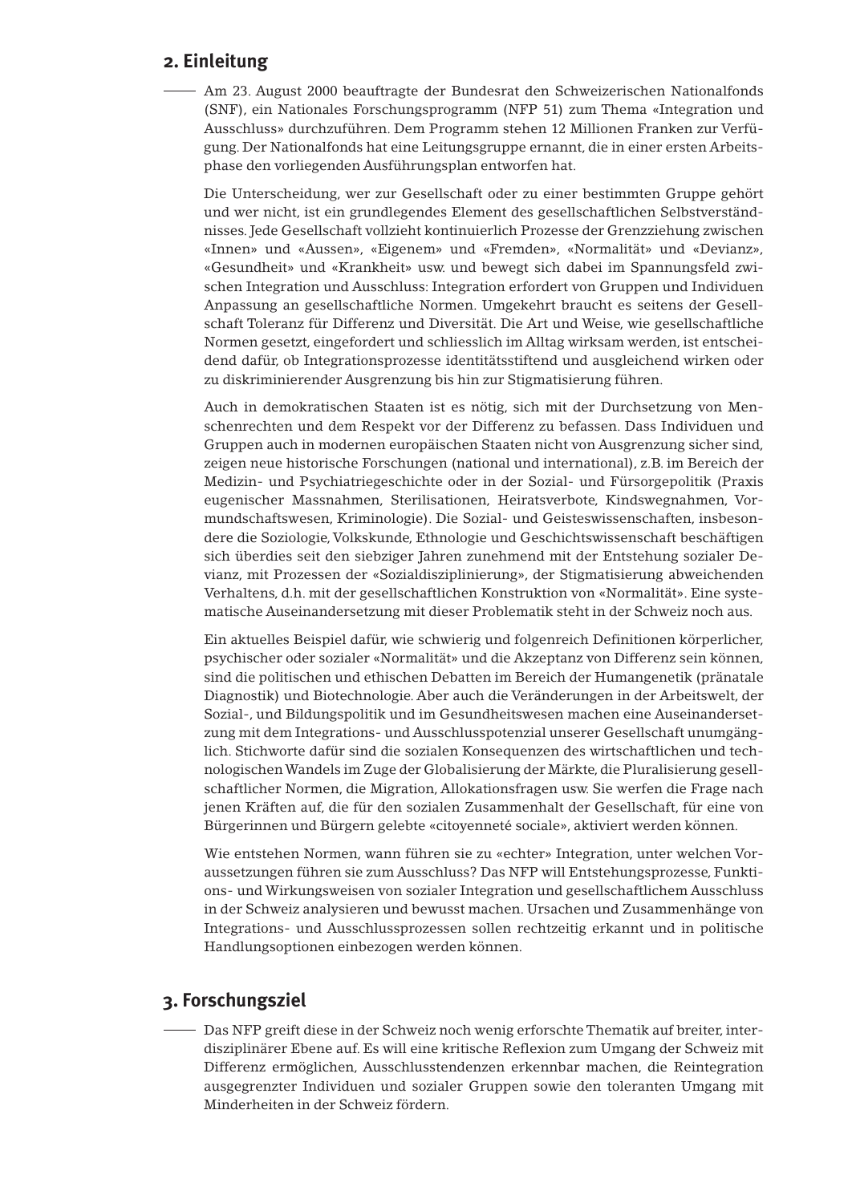## 2. Einleitung

Am 23. August 2000 beauftragte der Bundesrat den Schweizerischen Nationalfonds (SNF), ein Nationales Forschungsprogramm (NFP 51) zum Thema «Integration und Ausschluss» durchzuführen. Dem Programm stehen 12 Millionen Franken zur Verfügung. Der Nationalfonds hat eine Leitungsgruppe ernannt, die in einer ersten Arbeitsphase den vorliegenden Ausführungsplan entworfen hat.

Die Unterscheidung, wer zur Gesellschaft oder zu einer bestimmten Gruppe gehört und wer nicht, ist ein grundlegendes Element des gesellschaftlichen Selbstverständnisses. Jede Gesellschaft vollzieht kontinuierlich Prozesse der Grenzziehung zwischen «Innen» und «Aussen», «Eigenem» und «Fremden», «Normalität» und «Devianz», «Gesundheit» und «Krankheit» usw. und bewegt sich dabei im Spannungsfeld zwischen Integration und Ausschluss: Integration erfordert von Gruppen und Individuen Anpassung an gesellschaftliche Normen. Umgekehrt braucht es seitens der Gesellschaft Toleranz für Differenz und Diversität. Die Art und Weise, wie gesellschaftliche Normen gesetzt, eingefordert und schliesslich im Alltag wirksam werden, ist entscheidend dafür, ob Integrationsprozesse identitätsstiftend und ausgleichend wirken oder zu diskriminierender Ausgrenzung bis hin zur Stigmatisierung führen.

Auch in demokratischen Staaten ist es nötig, sich mit der Durchsetzung von Menschenrechten und dem Respekt vor der Differenz zu befassen. Dass Individuen und Gruppen auch in modernen europäischen Staaten nicht von Ausgrenzung sicher sind, zeigen neue historische Forschungen (national und international), z.B. im Bereich der Medizin- und Psychiatriegeschichte oder in der Sozial- und Fürsorgepolitik (Praxis eugenischer Massnahmen, Sterilisationen, Heiratsverbote, Kindswegnahmen, Vormundschaftswesen, Kriminologie). Die Sozial- und Geisteswissenschaften, insbesondere die Soziologie, Volkskunde, Ethnologie und Geschichtswissenschaft beschäftigen sich überdies seit den siebziger Jahren zunehmend mit der Entstehung sozialer Devianz, mit Prozessen der «Sozialdisziplinierung», der Stigmatisierung abweichenden Verhaltens, d.h. mit der gesellschaftlichen Konstruktion von «Normalität». Eine systematische Auseinandersetzung mit dieser Problematik steht in der Schweiz noch aus.

Ein aktuelles Beispiel dafür, wie schwierig und folgenreich Definitionen körperlicher, psychischer oder sozialer «Normalität» und die Akzeptanz von Differenz sein können, sind die politischen und ethischen Debatten im Bereich der Humangenetik (pränatale Diagnostik) und Biotechnologie. Aber auch die Veränderungen in der Arbeitswelt, der Sozial-, und Bildungspolitik und im Gesundheitswesen machen eine Auseinandersetzung mit dem Integrations- und Ausschlusspotenzial unserer Gesellschaft unumgänglich. Stichworte dafür sind die sozialen Konsequenzen des wirtschaftlichen und technologischen Wandels im Zuge der Globalisierung der Märkte, die Pluralisierung gesellschaftlicher Normen, die Migration, Allokationsfragen usw. Sie werfen die Frage nach jenen Kräften auf, die für den sozialen Zusammenhalt der Gesellschaft, für eine von Bürgerinnen und Bürgern gelebte «citoyenneté sociale», aktiviert werden können.

Wie entstehen Normen, wann führen sie zu «echter» Integration, unter welchen Voraussetzungen führen sie zum Ausschluss? Das NFP will Entstehungsprozesse, Funktions- und Wirkungsweisen von sozialer Integration und gesellschaftlichem Ausschluss in der Schweiz analysieren und bewusst machen. Ursachen und Zusammenhänge von Integrations- und Ausschlussprozessen sollen rechtzeitig erkannt und in politische Handlungsoptionen einbezogen werden können.

## 3. Forschungsziel

Das NFP greift diese in der Schweiz noch wenig erforschte Thematik auf breiter, interdisziplinärer Ebene auf. Es will eine kritische Reflexion zum Umgang der Schweiz mit Differenz ermöglichen, Ausschlusstendenzen erkennbar machen, die Reintegration ausgegrenzter Individuen und sozialer Gruppen sowie den toleranten Umgang mit Minderheiten in der Schweiz fördern.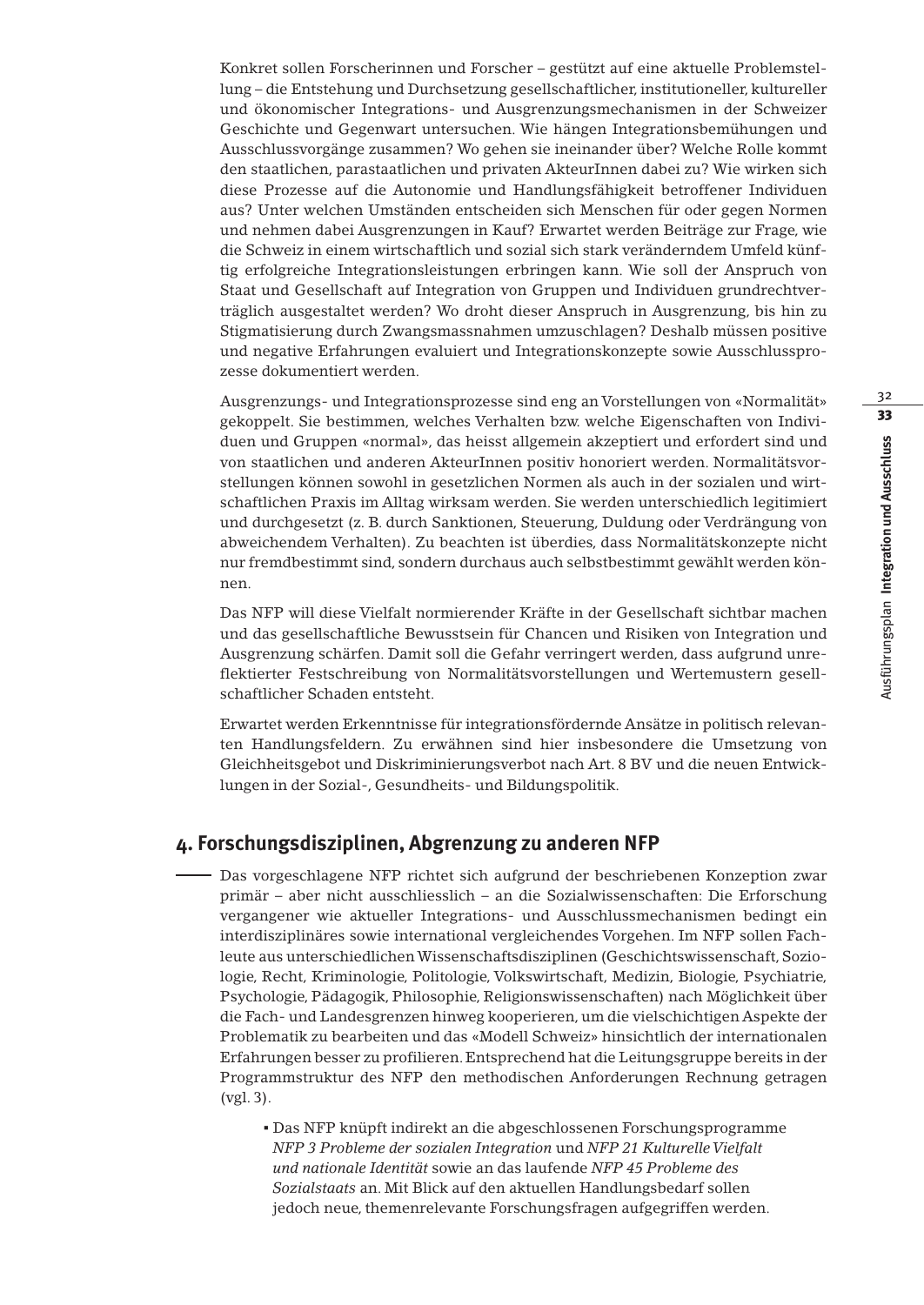Konkret sollen Forscherinnen und Forscher – gestützt auf eine aktuelle Problemstellung – die Entstehung und Durchsetzung gesellschaftlicher, institutioneller, kultureller und ökonomischer Integrations- und Ausgrenzungsmechanismen in der Schweizer Geschichte und Gegenwart untersuchen. Wie hängen Integrationsbemühungen und Ausschlussvorgänge zusammen? Wo gehen sie ineinander über? Welche Rolle kommt den staatlichen, parastaatlichen und privaten AkteurInnen dabei zu? Wie wirken sich diese Prozesse auf die Autonomie und Handlungsfähigkeit betroffener Individuen aus? Unter welchen Umständen entscheiden sich Menschen für oder gegen Normen und nehmen dabei Ausgrenzungen in Kauf? Erwartet werden Beiträge zur Frage, wie die Schweiz in einem wirtschaftlich und sozial sich stark veränderndem Umfeld künftig erfolgreiche Integrationsleistungen erbringen kann. Wie soll der Anspruch von Staat und Gesellschaft auf Integration von Gruppen und Individuen grundrechtverträglich ausgestaltet werden? Wo droht dieser Anspruch in Ausgrenzung, bis hin zu Stigmatisierung durch Zwangsmassnahmen umzuschlagen? Deshalb müssen positive und negative Erfahrungen evaluiert und Integrationskonzepte sowie Ausschlussprozesse dokumentiert werden.

Ausgrenzungs- und Integrationsprozesse sind eng an Vorstellungen von «Normalität» gekoppelt. Sie bestimmen, welches Verhalten bzw. welche Eigenschaften von Individuen und Gruppen «normal», das heisst allgemein akzeptiert und erfordert sind und von staatlichen und anderen AkteurInnen positiv honoriert werden. Normalitätsvorstellungen können sowohl in gesetzlichen Normen als auch in der sozialen und wirtschaftlichen Praxis im Alltag wirksam werden. Sie werden unterschiedlich legitimiert und durchgesetzt (z. B. durch Sanktionen, Steuerung, Duldung oder Verdrängung von abweichendem Verhalten). Zu beachten ist überdies, dass Normalitätskonzepte nicht nur fremdbestimmt sind, sondern durchaus auch selbstbestimmt gewählt werden können.

Das NFP will diese Vielfalt normierender Kräfte in der Gesellschaft sichtbar machen und das gesellschaftliche Bewusstsein für Chancen und Risiken von Integration und Ausgrenzung schärfen. Damit soll die Gefahr verringert werden, dass aufgrund unreflektierter Festschreibung von Normalitätsvorstellungen und Wertemustern gesellschaftlicher Schaden entsteht.

Erwartet werden Erkenntnisse für integrationsfördernde Ansätze in politisch relevanten Handlungsfeldern. Zu erwähnen sind hier insbesondere die Umsetzung von Gleichheitsgebot und Diskriminierungsverbot nach Art. 8 BV und die neuen Entwicklungen in der Sozial-, Gesundheits- und Bildungspolitik.

## 4. Forschungsdisziplinen, Abgrenzung zu anderen NFP

Das vorgeschlagene NFP richtet sich aufgrund der beschriebenen Konzeption zwar primär – aber nicht ausschliesslich – an die Sozialwissenschaften: Die Erforschung vergangener wie aktueller Integrations- und Ausschlussmechanismen bedingt ein interdisziplinäres sowie international vergleichendes Vorgehen. Im NFP sollen Fachleute aus unterschiedlichen Wissenschaftsdisziplinen (Geschichtswissenschaft, Soziologie, Recht, Kriminologie, Politologie, Volkswirtschaft, Medizin, Biologie, Psychiatrie, Psychologie, Pädagogik, Philosophie, Religionswissenschaften) nach Möglichkeit über die Fach- und Landesgrenzen hinweg kooperieren, um die vielschichtigen Aspekte der Problematik zu bearbeiten und das «Modell Schweiz» hinsichtlich der internationalen Erfahrungen besser zu profilieren. Entsprechend hat die Leitungsgruppe bereits in der Programmstruktur des NFP den methodischen Anforderungen Rechnung getragen (vgl. 3).

- Das NFP knüpft indirekt an die abgeschlossenen Forschungsprogramme *NFP 3 Probleme der sozialen Integration* und *NFP 21 Kulturelle Vielfalt und nationale Identität* sowie an das laufende *NFP 45 Probleme des Sozialstaats* an. Mit Blick auf den aktuellen Handlungsbedarf sollen jedoch neue, themenrelevante Forschungsfragen aufgegriffen werden.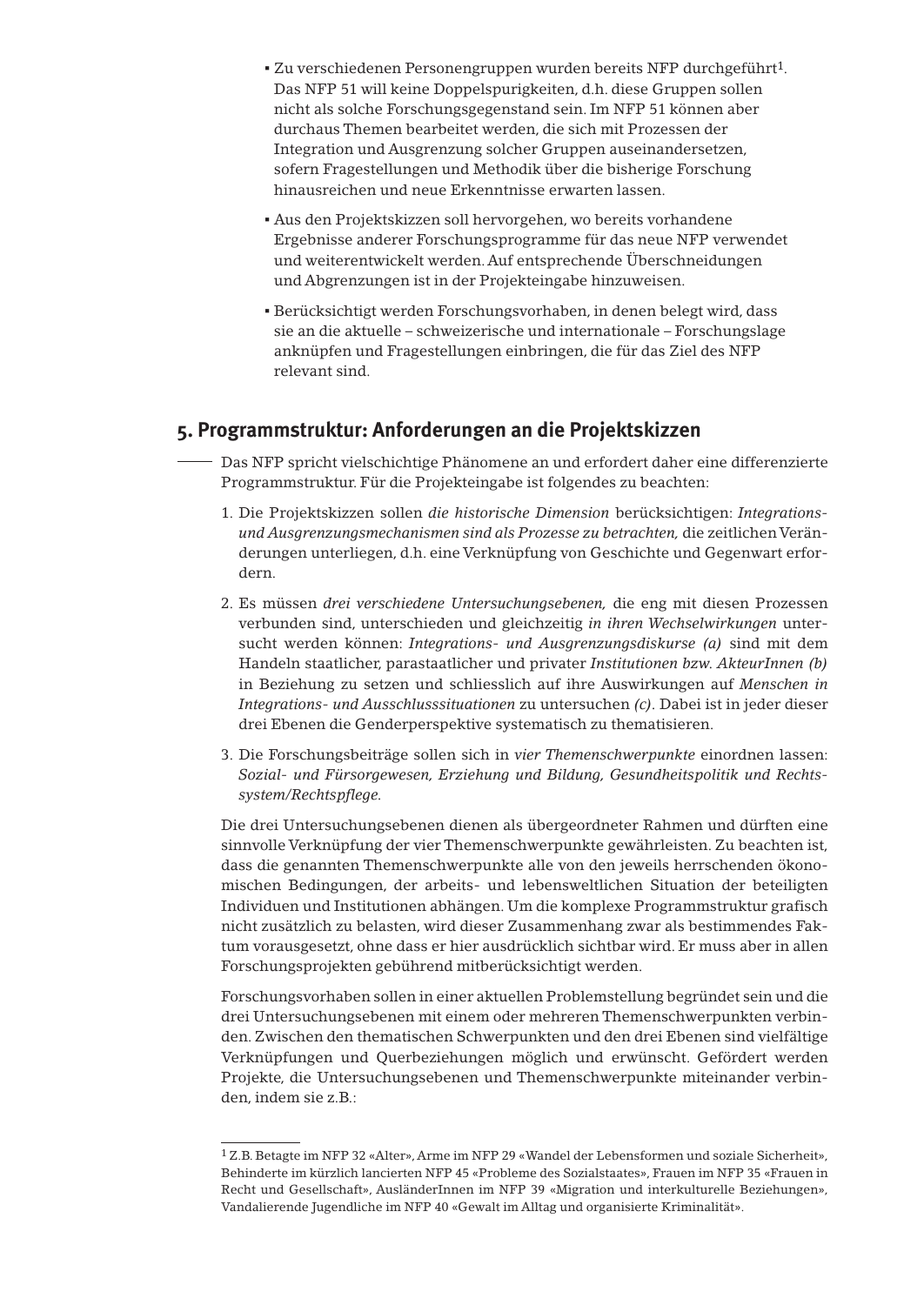- Zu verschiedenen Personengruppen wurden bereits NFP durchgeführt[1]. Das NFP 51 will keine Doppelspurigkeiten, d.h. diese Gruppen sollen nicht als solche Forschungsgegenstand sein. Im NFP 51 können aber durchaus Themen bearbeitet werden, die sich mit Prozessen der Integration und Ausgrenzung solcher Gruppen auseinandersetzen, sofern Fragestellungen und Methodik über die bisherige Forschung hinausreichen und neue Erkenntnisse erwarten lassen.

- Aus den Projektskizzen soll hervorgehen, wo bereits vorhandene Ergebnisse anderer Forschungsprogramme für das neue NFP verwendet und weiterentwickelt werden. Auf entsprechende Überschneidungen und Abgrenzungen ist in der Projekteingabe hinzuweisen.

- Berücksichtigt werden Forschungsvorhaben, in denen belegt wird, dass sie an die aktuelle – schweizerische und internationale – Forschungslage anknüpfen und Fragestellungen einbringen, die für das Ziel des NFP relevant sind.

## 5. Programmstruktur: Anforderungen an die Projektskizzen

Das NFP spricht vielschichtige Phänomene an und erfordert daher eine differenzierte Programmstruktur. Für die Projekteingabe ist folgendes zu beachten:

1. Die Projektskizzen sollen *die historische Dimension* berücksichtigen: *Integrations- und Ausgrenzungsmechanismen sind als Prozesse zu betrachten,* die zeitlichen Veränderungen unterliegen, d.h. eine Verknüpfung von Geschichte und Gegenwart erfordern.

2. Es müssen *drei verschiedene Untersuchungsebenen,* die eng mit diesen Prozessen verbunden sind, unterschieden und gleichzeitig *in ihren Wechselwirkungen* untersucht werden können: *Integrations- und Ausgrenzungsdiskurse (a)* sind mit dem Handeln staatlicher, parastaatlicher und privater *Institutionen bzw. AkteurInnen (b)* in Beziehung zu setzen und schliesslich auf ihre Auswirkungen auf *Menschen in Integrations- und Ausschlusssituationen* zu untersuchen *(c)*. Dabei ist in jeder dieser drei Ebenen die Genderperspektive systematisch zu thematisieren.

3. Die Forschungsbeiträge sollen sich in *vier Themenschwerpunkte* einordnen lassen: *Sozial- und Fürsorgewesen, Erziehung und Bildung, Gesundheitspolitik und Rechtssystem/Rechtspflege.*

Die drei Untersuchungsebenen dienen als übergeordneter Rahmen und dürften eine sinnvolle Verknüpfung der vier Themenschwerpunkte gewährleisten. Zu beachten ist, dass die genannten Themenschwerpunkte alle von den jeweils herrschenden ökonomischen Bedingungen, der arbeits- und lebensweltlichen Situation der beteiligten Individuen und Institutionen abhängen. Um die komplexe Programmstruktur grafisch nicht zusätzlich zu belasten, wird dieser Zusammenhang zwar als bestimmendes Faktum vorausgesetzt, ohne dass er hier ausdrücklich sichtbar wird. Er muss aber in allen Forschungsprojekten gebührend mitberücksichtigt werden.

Forschungsvorhaben sollen in einer aktuellen Problemstellung begründet sein und die drei Untersuchungsebenen mit einem oder mehreren Themenschwerpunkten verbinden. Zwischen den thematischen Schwerpunkten und den drei Ebenen sind vielfältige Verknüpfungen und Querbeziehungen möglich und erwünscht. Gefördert werden Projekte, die Untersuchungsebenen und Themenschwerpunkte miteinander verbinden, indem sie z.B.:

---

[1] Z.B. Betagte im NFP 32 «Alter», Arme im NFP 29 «Wandel der Lebensformen und soziale Sicherheit», Behinderte im kürzlich lancierten NFP 45 «Probleme des Sozialstaates», Frauen im NFP 35 «Frauen in Recht und Gesellschaft», AusländerInnen im NFP 39 «Migration und interkulturelle Beziehungen», Vandalierende Jugendliche im NFP 40 «Gewalt im Alltag und organisierte Kriminalität».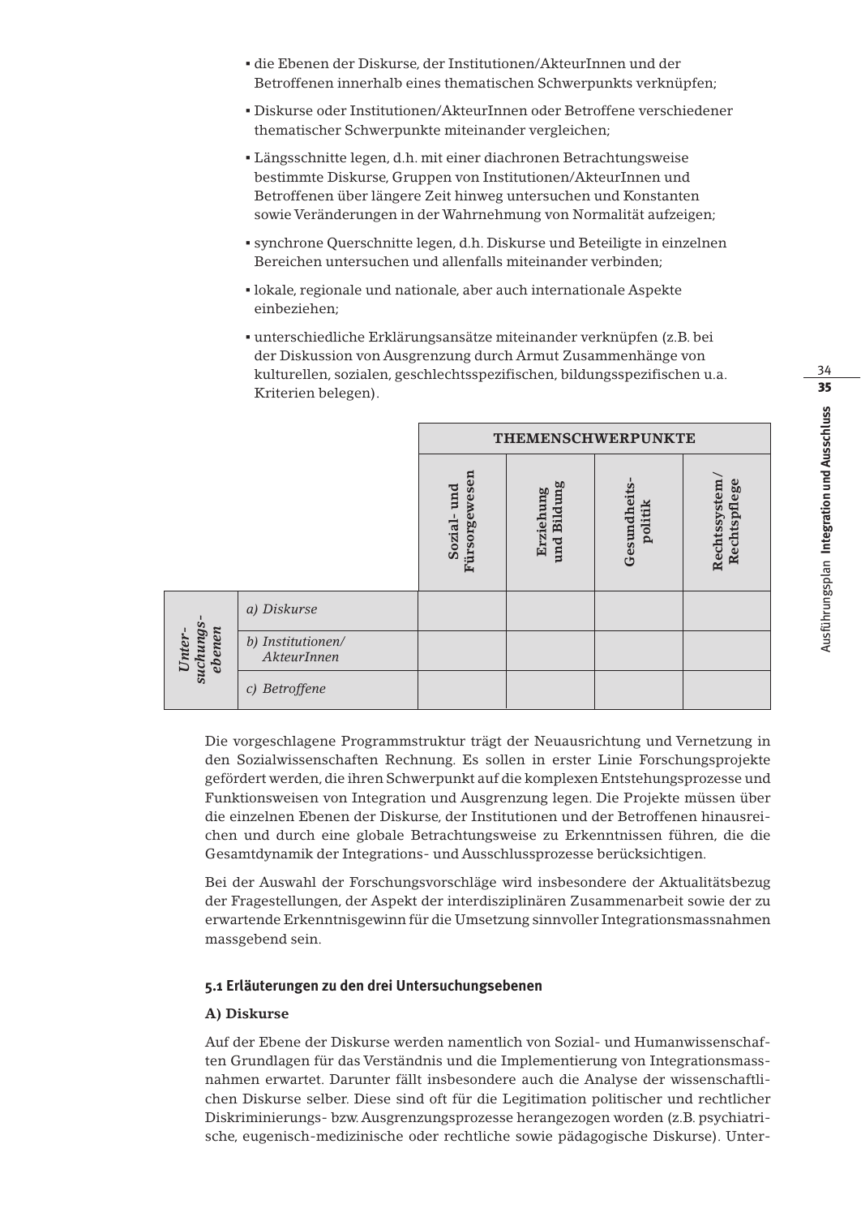- die Ebenen der Diskurse, der Institutionen/AkteurInnen und der Betroffenen innerhalb eines thematischen Schwerpunkts verknüpfen;
- Diskurse oder Institutionen/AkteurInnen oder Betroffene verschiedener thematischer Schwerpunkte miteinander vergleichen;
- Längsschnitte legen, d.h. mit einer diachronen Betrachtungsweise bestimmte Diskurse, Gruppen von Institutionen/AkteurInnen und Betroffenen über längere Zeit hinweg untersuchen und Konstanten sowie Veränderungen in der Wahrnehmung von Normalität aufzeigen;
- synchrone Querschnitte legen, d.h. Diskurse und Beteiligte in einzelnen Bereichen untersuchen und allenfalls miteinander verbinden;
- lokale, regionale und nationale, aber auch internationale Aspekte einbeziehen;
- unterschiedliche Erklärungsansätze miteinander verknüpfen (z.B. bei der Diskussion von Ausgrenzung durch Armut Zusammenhänge von kulturellen, sozialen, geschlechtsspezifischen, bildungsspezifischen u.a. Kriterien belegen).

| | | THEMENSCHWERPUNKTE | | | |
|---|---|---|---|---|---|
| | | **Sozial- und Fürsorgewesen** | **Erziehung und Bildung** | **Gesundheits-politik** | **Rechtssystem/ Rechtspflege** |
| *Unter-suchungs-ebenen* | *a) Diskurse* | | | | |
| | *b) Institutionen/ AkteurInnen* | | | | |
| | *c) Betroffene* | | | | |

Die vorgeschlagene Programmstruktur trägt der Neuausrichtung und Vernetzung in den Sozialwissenschaften Rechnung. Es sollen in erster Linie Forschungsprojekte gefördert werden, die ihren Schwerpunkt auf die komplexen Entstehungsprozesse und Funktionsweisen von Integration und Ausgrenzung legen. Die Projekte müssen über die einzelnen Ebenen der Diskurse, der Institutionen und der Betroffenen hinausreichen und durch eine globale Betrachtungsweise zu Erkenntnissen führen, die die Gesamtdynamik der Integrations- und Ausschlussprozesse berücksichtigen.

Bei der Auswahl der Forschungsvorschläge wird insbesondere der Aktualitätsbezug der Fragestellungen, der Aspekt der interdisziplinären Zusammenarbeit sowie der zu erwartende Erkenntnisgewinn für die Umsetzung sinnvoller Integrationsmassnahmen massgebend sein.

### 5.1 Erläuterungen zu den drei Untersuchungsebenen

**A) Diskurse**

Auf der Ebene der Diskurse werden namentlich von Sozial- und Humanwissenschaften Grundlagen für das Verständnis und die Implementierung von Integrationsmassnahmen erwartet. Darunter fällt insbesondere auch die Analyse der wissenschaftlichen Diskurse selber. Diese sind oft für die Legitimation politischer und rechtlicher Diskriminierungs- bzw. Ausgrenzungsprozesse herangezogen worden (z.B. psychiatrische, eugenisch-medizinische oder rechtliche sowie pädagogische Diskurse). Unter-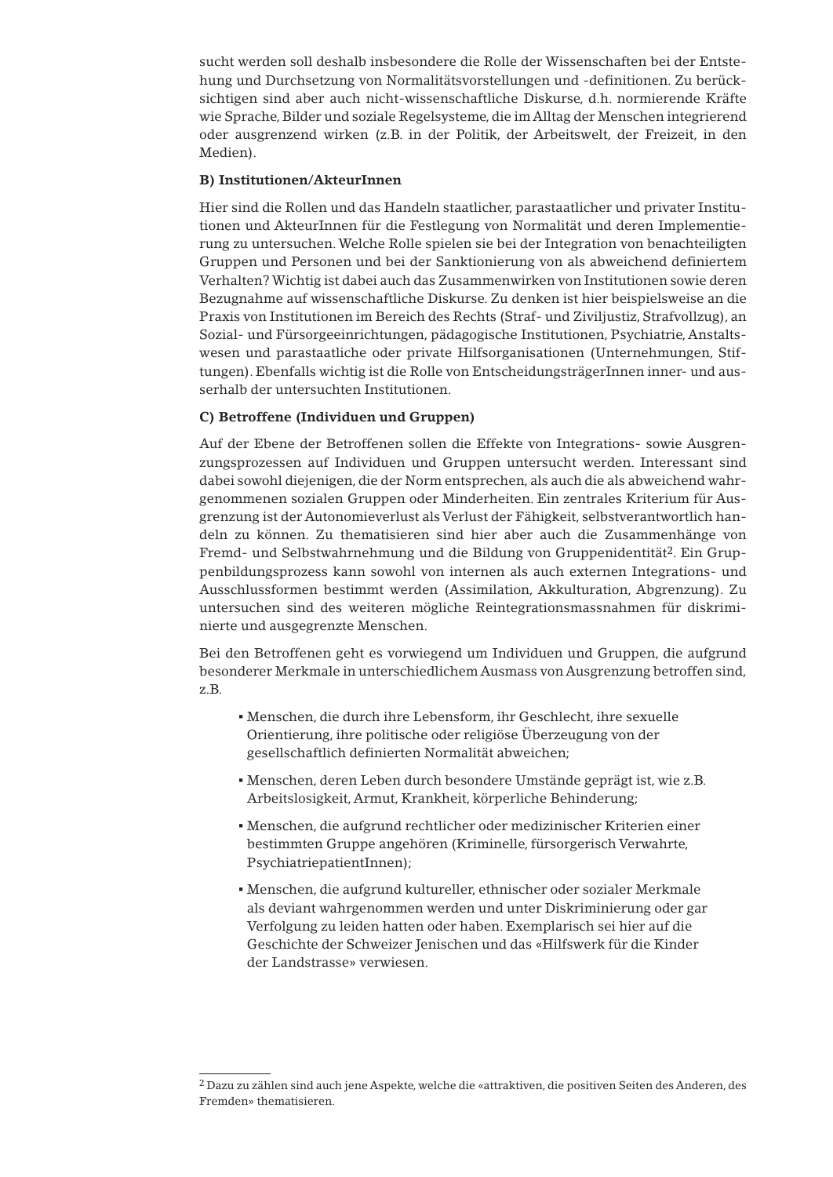sucht werden soll deshalb insbesondere die Rolle der Wissenschaften bei der Entstehung und Durchsetzung von Normalitätsvorstellungen und -definitionen. Zu berücksichtigen sind aber auch nicht-wissenschaftliche Diskurse, d.h. normierende Kräfte wie Sprache, Bilder und soziale Regelsysteme, die im Alltag der Menschen integrierend oder ausgrenzend wirken (z.B. in der Politik, der Arbeitswelt, der Freizeit, in den Medien).

**B) Institutionen/AkteurInnen**

Hier sind die Rollen und das Handeln staatlicher, parastaatlicher und privater Institutionen und AkteurInnen für die Festlegung von Normalität und deren Implementierung zu untersuchen. Welche Rolle spielen sie bei der Integration von benachteiligten Gruppen und Personen und bei der Sanktionierung von als abweichend definiertem Verhalten? Wichtig ist dabei auch das Zusammenwirken von Institutionen sowie deren Bezugnahme auf wissenschaftliche Diskurse. Zu denken ist hier beispielsweise an die Praxis von Institutionen im Bereich des Rechts (Straf- und Ziviljustiz, Strafvollzug), an Sozial- und Fürsorgeeinrichtungen, pädagogische Institutionen, Psychiatrie, Anstaltswesen und parastaatliche oder private Hilfsorganisationen (Unternehmungen, Stiftungen). Ebenfalls wichtig ist die Rolle von EntscheidungsträgerInnen inner- und ausserhalb der untersuchten Institutionen.

**C) Betroffene (Individuen und Gruppen)**

Auf der Ebene der Betroffenen sollen die Effekte von Integrations- sowie Ausgrenzungsprozessen auf Individuen und Gruppen untersucht werden. Interessant sind dabei sowohl diejenigen, die der Norm entsprechen, als auch die als abweichend wahrgenommenen sozialen Gruppen oder Minderheiten. Ein zentrales Kriterium für Ausgrenzung ist der Autonomieverlust als Verlust der Fähigkeit, selbstverantwortlich handeln zu können. Zu thematisieren sind hier aber auch die Zusammenhänge von Fremd- und Selbstwahrnehmung und die Bildung von Gruppenidentität[2]. Ein Gruppenbildungsprozess kann sowohl von internen als auch externen Integrations- und Ausschlussformen bestimmt werden (Assimilation, Akkulturation, Abgrenzung). Zu untersuchen sind des weiteren mögliche Reintegrationsmassnahmen für diskriminierte und ausgegrenzte Menschen.

Bei den Betroffenen geht es vorwiegend um Individuen und Gruppen, die aufgrund besonderer Merkmale in unterschiedlichem Ausmass von Ausgrenzung betroffen sind, z.B.

- Menschen, die durch ihre Lebensform, ihr Geschlecht, ihre sexuelle Orientierung, ihre politische oder religiöse Überzeugung von der gesellschaftlich definierten Normalität abweichen;
- Menschen, deren Leben durch besondere Umstände geprägt ist, wie z.B. Arbeitslosigkeit, Armut, Krankheit, körperliche Behinderung;
- Menschen, die aufgrund rechtlicher oder medizinischer Kriterien einer bestimmten Gruppe angehören (Kriminelle, fürsorgerisch Verwahrte, PsychiatriepatientInnen);
- Menschen, die aufgrund kultureller, ethnischer oder sozialer Merkmale als deviant wahrgenommen werden und unter Diskriminierung oder gar Verfolgung zu leiden hatten oder haben. Exemplarisch sei hier auf die Geschichte der Schweizer Jenischen und das «Hilfswerk für die Kinder der Landstrasse» verwiesen.

[2] Dazu zu zählen sind auch jene Aspekte, welche die «attraktiven, die positiven Seiten des Anderen, des Fremden» thematisieren.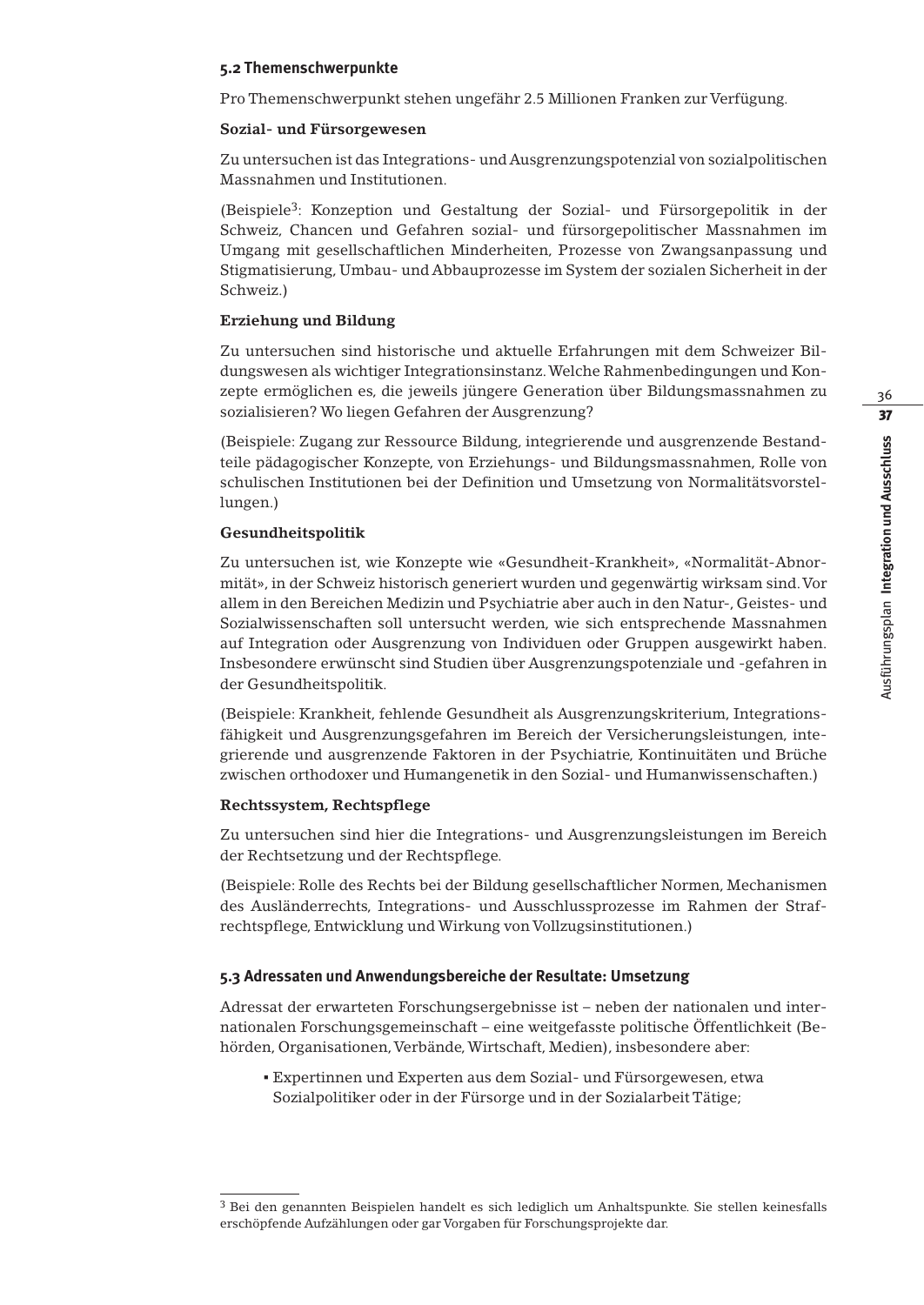### 5.2 Themenschwerpunkte

Pro Themenschwerpunkt stehen ungefähr 2.5 Millionen Franken zur Verfügung.

**Sozial- und Fürsorgewesen**

Zu untersuchen ist das Integrations- und Ausgrenzungspotenzial von sozialpolitischen Massnahmen und Institutionen.

(Beispiele[3]: Konzeption und Gestaltung der Sozial- und Fürsorgepolitik in der Schweiz, Chancen und Gefahren sozial- und fürsorgepolitischer Massnahmen im Umgang mit gesellschaftlichen Minderheiten, Prozesse von Zwangsanpassung und Stigmatisierung, Umbau- und Abbauprozesse im System der sozialen Sicherheit in der Schweiz.)

**Erziehung und Bildung**

Zu untersuchen sind historische und aktuelle Erfahrungen mit dem Schweizer Bildungswesen als wichtiger Integrationsinstanz. Welche Rahmenbedingungen und Konzepte ermöglichen es, die jeweils jüngere Generation über Bildungsmassnahmen zu sozialisieren? Wo liegen Gefahren der Ausgrenzung?

(Beispiele: Zugang zur Ressource Bildung, integrierende und ausgrenzende Bestandteile pädagogischer Konzepte, von Erziehungs- und Bildungsmassnahmen, Rolle von schulischen Institutionen bei der Definition und Umsetzung von Normalitätsvorstellungen.)

**Gesundheitspolitik**

Zu untersuchen ist, wie Konzepte wie «Gesundheit-Krankheit», «Normalität-Abnormität», in der Schweiz historisch generiert wurden und gegenwärtig wirksam sind. Vor allem in den Bereichen Medizin und Psychiatrie aber auch in den Natur-, Geistes- und Sozialwissenschaften soll untersucht werden, wie sich entsprechende Massnahmen auf Integration oder Ausgrenzung von Individuen oder Gruppen ausgewirkt haben. Insbesondere erwünscht sind Studien über Ausgrenzungspotenziale und -gefahren in der Gesundheitspolitik.

(Beispiele: Krankheit, fehlende Gesundheit als Ausgrenzungskriterium, Integrationsfähigkeit und Ausgrenzungsgefahren im Bereich der Versicherungsleistungen, integrierende und ausgrenzende Faktoren in der Psychiatrie, Kontinuitäten und Brüche zwischen orthodoxer und Humangenetik in den Sozial- und Humanwissenschaften.)

**Rechtssystem, Rechtspflege**

Zu untersuchen sind hier die Integrations- und Ausgrenzungsleistungen im Bereich der Rechtsetzung und der Rechtspflege.

(Beispiele: Rolle des Rechts bei der Bildung gesellschaftlicher Normen, Mechanismen des Ausländerrechts, Integrations- und Ausschlussprozesse im Rahmen der Strafrechtspflege, Entwicklung und Wirkung von Vollzugsinstitutionen.)

### 5.3 Adressaten und Anwendungsbereiche der Resultate: Umsetzung

Adressat der erwarteten Forschungsergebnisse ist – neben der nationalen und internationalen Forschungsgemeinschaft – eine weitgefasste politische Öffentlichkeit (Behörden, Organisationen, Verbände, Wirtschaft, Medien), insbesondere aber:

- Expertinnen und Experten aus dem Sozial- und Fürsorgewesen, etwa Sozialpolitiker oder in der Fürsorge und in der Sozialarbeit Tätige;

---

[3] Bei den genannten Beispielen handelt es sich lediglich um Anhaltspunkte. Sie stellen keinesfalls erschöpfende Aufzählungen oder gar Vorgaben für Forschungsprojekte dar.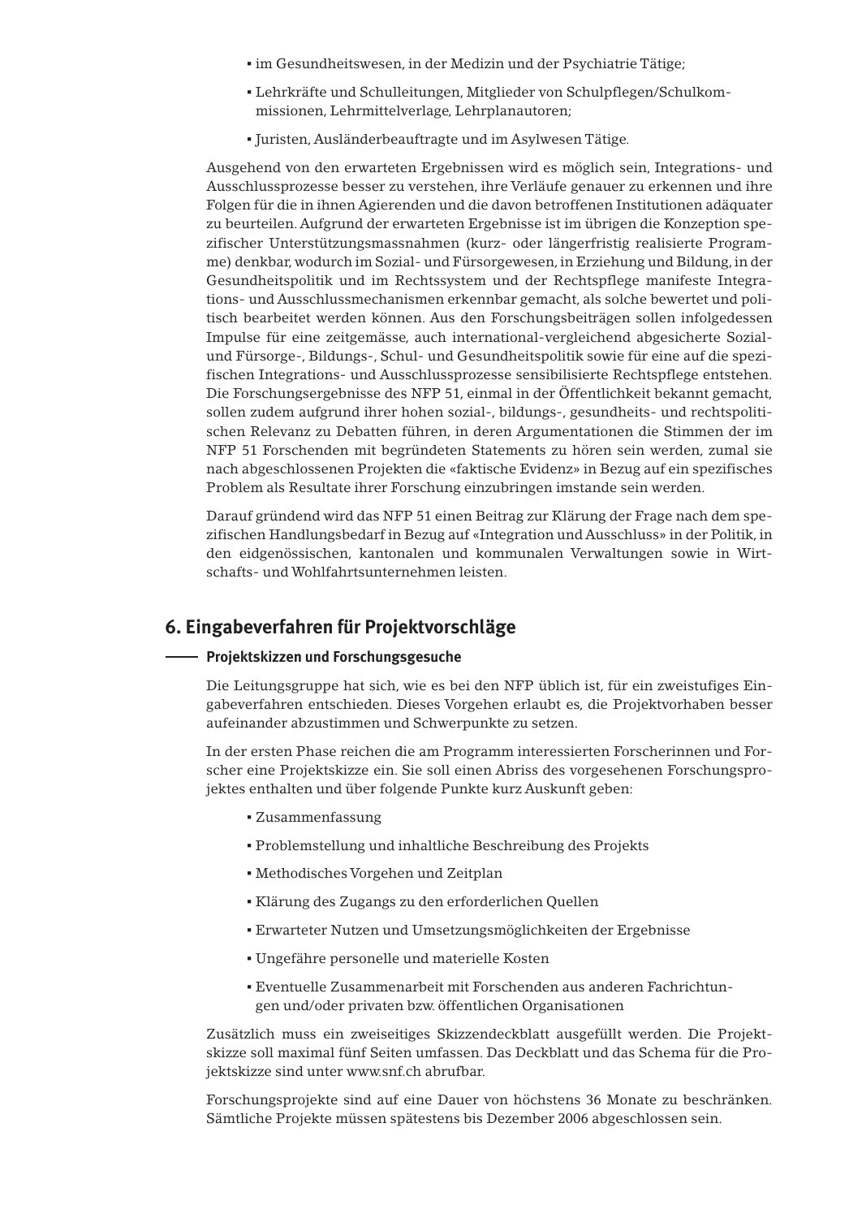- im Gesundheitswesen, in der Medizin und der Psychiatrie Tätige;
- Lehrkräfte und Schulleitungen, Mitglieder von Schulpflegen/Schulkommissionen, Lehrmittelverlage, Lehrplanautoren;
- Juristen, Ausländerbeauftragte und im Asylwesen Tätige.

Ausgehend von den erwarteten Ergebnissen wird es möglich sein, Integrations- und Ausschlussprozesse besser zu verstehen, ihre Verläufe genauer zu erkennen und ihre Folgen für die in ihnen Agierenden und die davon betroffenen Institutionen adäquater zu beurteilen. Aufgrund der erwarteten Ergebnisse ist im übrigen die Konzeption spezifischer Unterstützungsmassnahmen (kurz- oder längerfristig realisierte Programme) denkbar, wodurch im Sozial- und Fürsorgewesen, in Erziehung und Bildung, in der Gesundheitspolitik und im Rechtssystem und der Rechtspflege manifeste Integrations- und Ausschlussmechanismen erkennbar gemacht, als solche bewertet und politisch bearbeitet werden können. Aus den Forschungsbeiträgen sollen infolgedessen Impulse für eine zeitgemässe, auch international-vergleichend abgesicherte Sozial- und Fürsorge-, Bildungs-, Schul- und Gesundheitspolitik sowie für eine auf die spezifischen Integrations- und Ausschlussprozesse sensibilisierte Rechtspflege entstehen. Die Forschungsergebnisse des NFP 51, einmal in der Öffentlichkeit bekannt gemacht, sollen zudem aufgrund ihrer hohen sozial-, bildungs-, gesundheits- und rechtspolitischen Relevanz zu Debatten führen, in deren Argumentationen die Stimmen der im NFP 51 Forschenden mit begründeten Statements zu hören sein werden, zumal sie nach abgeschlossenen Projekten die «faktische Evidenz» in Bezug auf ein spezifisches Problem als Resultate ihrer Forschung einzubringen imstande sein werden.

Darauf gründend wird das NFP 51 einen Beitrag zur Klärung der Frage nach dem spezifischen Handlungsbedarf in Bezug auf «Integration und Ausschluss» in der Politik, in den eidgenössischen, kantonalen und kommunalen Verwaltungen sowie in Wirtschafts- und Wohlfahrtsunternehmen leisten.

## 6. Eingabeverfahren für Projektvorschläge

### Projektskizzen und Forschungsgesuche

Die Leitungsgruppe hat sich, wie es bei den NFP üblich ist, für ein zweistufiges Eingabeverfahren entschieden. Dieses Vorgehen erlaubt es, die Projektvorhaben besser aufeinander abzustimmen und Schwerpunkte zu setzen.

In der ersten Phase reichen die am Programm interessierten Forscherinnen und Forscher eine Projektskizze ein. Sie soll einen Abriss des vorgesehenen Forschungsprojektes enthalten und über folgende Punkte kurz Auskunft geben:

- Zusammenfassung
- Problemstellung und inhaltliche Beschreibung des Projekts
- Methodisches Vorgehen und Zeitplan
- Klärung des Zugangs zu den erforderlichen Quellen
- Erwarteter Nutzen und Umsetzungsmöglichkeiten der Ergebnisse
- Ungefähre personelle und materielle Kosten
- Eventuelle Zusammenarbeit mit Forschenden aus anderen Fachrichtungen und/oder privaten bzw. öffentlichen Organisationen

Zusätzlich muss ein zweiseitiges Skizzendeckblatt ausgefüllt werden. Die Projektskizze soll maximal fünf Seiten umfassen. Das Deckblatt und das Schema für die Projektskizze sind unter www.snf.ch abrufbar.

Forschungsprojekte sind auf eine Dauer von höchstens 36 Monate zu beschränken. Sämtliche Projekte müssen spätestens bis Dezember 2006 abgeschlossen sein.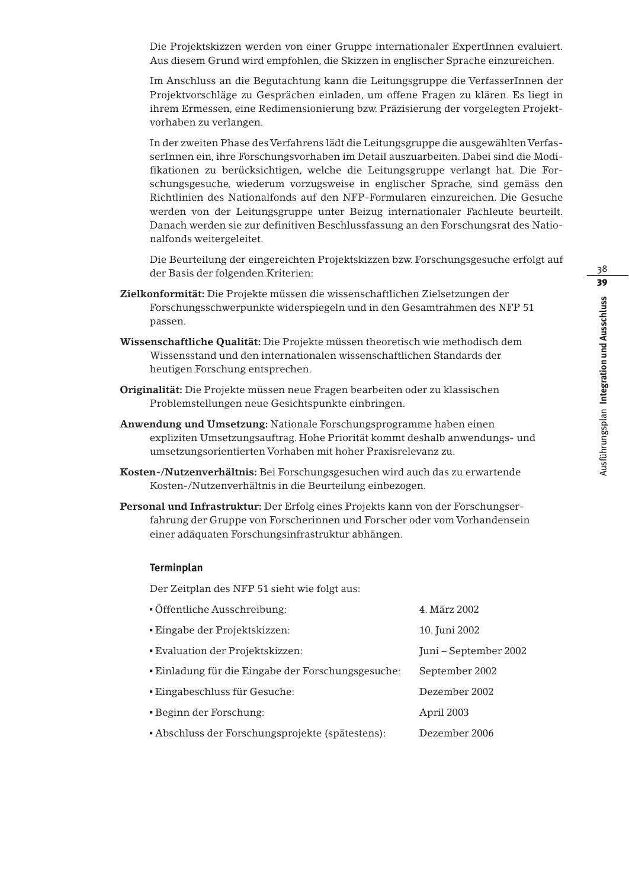Die Projektskizzen werden von einer Gruppe internationaler ExpertInnen evaluiert. Aus diesem Grund wird empfohlen, die Skizzen in englischer Sprache einzureichen.

Im Anschluss an die Begutachtung kann die Leitungsgruppe die VerfasserInnen der Projektvorschläge zu Gesprächen einladen, um offene Fragen zu klären. Es liegt in ihrem Ermessen, eine Redimensionierung bzw. Präzisierung der vorgelegten Projektvorhaben zu verlangen.

In der zweiten Phase des Verfahrens lädt die Leitungsgruppe die ausgewählten VerfasserInnen ein, ihre Forschungsvorhaben im Detail auszuarbeiten. Dabei sind die Modifikationen zu berücksichtigen, welche die Leitungsgruppe verlangt hat. Die Forschungsgesuche, wiederum vorzugsweise in englischer Sprache, sind gemäss den Richtlinien des Nationalfonds auf den NFP-Formularen einzureichen. Die Gesuche werden von der Leitungsgruppe unter Beizug internationaler Fachleute beurteilt. Danach werden sie zur definitiven Beschlussfassung an den Forschungsrat des Nationalfonds weitergeleitet.

Die Beurteilung der eingereichten Projektskizzen bzw. Forschungsgesuche erfolgt auf der Basis der folgenden Kriterien:

**Zielkonformität:** Die Projekte müssen die wissenschaftlichen Zielsetzungen der Forschungsschwerpunkte widerspiegeln und in den Gesamtrahmen des NFP 51 passen.

**Wissenschaftliche Qualität:** Die Projekte müssen theoretisch wie methodisch dem Wissensstand und den internationalen wissenschaftlichen Standards der heutigen Forschung entsprechen.

**Originalität:** Die Projekte müssen neue Fragen bearbeiten oder zu klassischen Problemstellungen neue Gesichtspunkte einbringen.

**Anwendung und Umsetzung:** Nationale Forschungsprogramme haben einen expliziten Umsetzungsauftrag. Hohe Priorität kommt deshalb anwendungs- und umsetzungsorientierten Vorhaben mit hoher Praxisrelevanz zu.

**Kosten-/Nutzenverhältnis:** Bei Forschungsgesuchen wird auch das zu erwartende Kosten-/Nutzenverhältnis in die Beurteilung einbezogen.

**Personal und Infrastruktur:** Der Erfolg eines Projekts kann von der Forschungserfahrung der Gruppe von Forscherinnen und Forscher oder vom Vorhandensein einer adäquaten Forschungsinfrastruktur abhängen.

### Terminplan

Der Zeitplan des NFP 51 sieht wie folgt aus:

- Öffentliche Ausschreibung: 4. März 2002
- Eingabe der Projektskizzen: 10. Juni 2002
- Evaluation der Projektskizzen: Juni – September 2002
- Einladung für die Eingabe der Forschungsgesuche: September 2002
- Eingabeschluss für Gesuche: Dezember 2002
- Beginn der Forschung: April 2003
- Abschluss der Forschungsprojekte (spätestens): Dezember 2006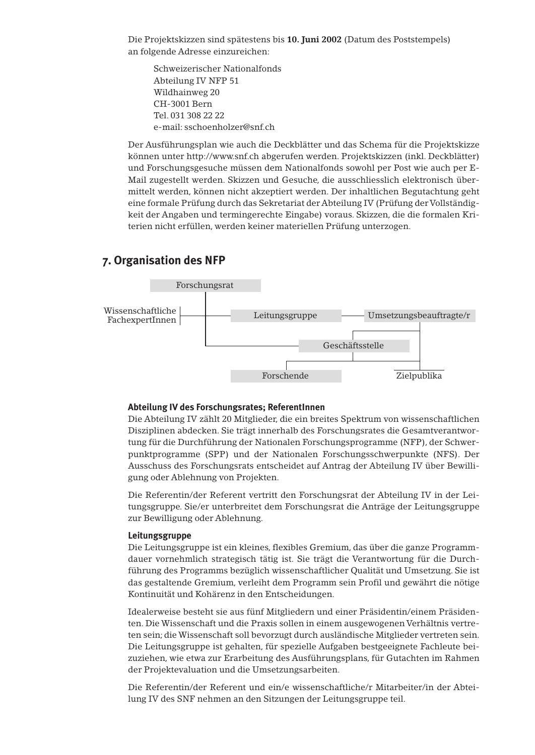Die Projektskizzen sind spätestens bis **10. Juni 2002** (Datum des Poststempels) an folgende Adresse einzureichen:

Schweizerischer Nationalfonds
Abteilung IV NFP 51
Wildhainweg 20
CH-3001 Bern
Tel. 031 308 22 22
e-mail: sschoenholzer@snf.ch

Der Ausführungsplan wie auch die Deckblätter und das Schema für die Projektskizze können unter http://www.snf.ch abgerufen werden. Projektskizzen (inkl. Deckblätter) und Forschungsgesuche müssen dem Nationalfonds sowohl per Post wie auch per E-Mail zugestellt werden. Skizzen und Gesuche, die ausschliesslich elektronisch übermittelt werden, können nicht akzeptiert werden. Der inhaltlichen Begutachtung geht eine formale Prüfung durch das Sekretariat der Abteilung IV (Prüfung der Vollständigkeit der Angaben und termingerechte Eingabe) voraus. Skizzen, die die formalen Kriterien nicht erfüllen, werden keiner materiellen Prüfung unterzogen.

## 7. Organisation des NFP

Forschungsrat

Wissenschaftliche FachexpertInnen

Leitungsgruppe

Umsetzungsbeauftragte/r

Geschäftsstelle

Forschende

Zielpublika

**Abteilung IV des Forschungsrates; ReferentInnen**

Die Abteilung IV zählt 20 Mitglieder, die ein breites Spektrum von wissenschaftlichen Disziplinen abdecken. Sie trägt innerhalb des Forschungsrates die Gesamtverantwortung für die Durchführung der Nationalen Forschungsprogramme (NFP), der Schwerpunktprogramme (SPP) und der Nationalen Forschungsschwerpunkte (NFS). Der Ausschuss des Forschungsrats entscheidet auf Antrag der Abteilung IV über Bewilligung oder Ablehnung von Projekten.

Die Referentin/der Referent vertritt den Forschungsrat der Abteilung IV in der Leitungsgruppe. Sie/er unterbreitet dem Forschungsrat die Anträge der Leitungsgruppe zur Bewilligung oder Ablehnung.

**Leitungsgruppe**

Die Leitungsgruppe ist ein kleines, flexibles Gremium, das über die ganze Programmdauer vornehmlich strategisch tätig ist. Sie trägt die Verantwortung für die Durchführung des Programms bezüglich wissenschaftlicher Qualität und Umsetzung. Sie ist das gestaltende Gremium, verleiht dem Programm sein Profil und gewährt die nötige Kontinuität und Kohärenz in den Entscheidungen.

Idealerweise besteht sie aus fünf Mitgliedern und einer Präsidentin/einem Präsidenten. Die Wissenschaft und die Praxis sollen in einem ausgewogenen Verhältnis vertreten sein; die Wissenschaft soll bevorzugt durch ausländische Mitglieder vertreten sein. Die Leitungsgruppe ist gehalten, für spezielle Aufgaben bestgeeignete Fachleute beizuziehen, wie etwa zur Erarbeitung des Ausführungsplans, für Gutachten im Rahmen der Projektevaluation und die Umsetzungsarbeiten.

Die Referentin/der Referent und ein/e wissenschaftliche/r Mitarbeiter/in der Abteilung IV des SNF nehmen an den Sitzungen der Leitungsgruppe teil.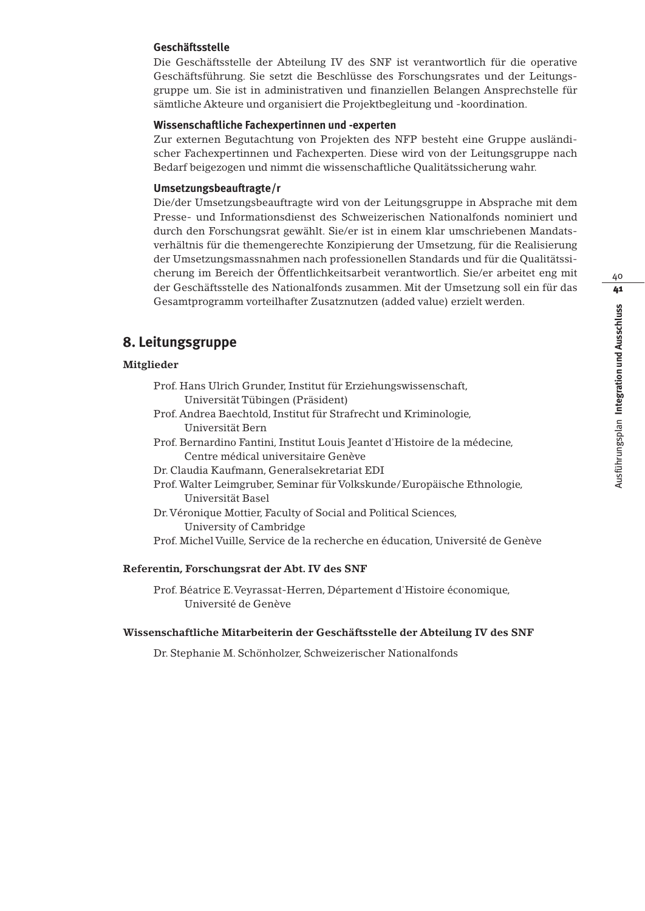### Geschäftsstelle

Die Geschäftsstelle der Abteilung IV des SNF ist verantwortlich für die operative Geschäftsführung. Sie setzt die Beschlüsse des Forschungsrates und der Leitungsgruppe um. Sie ist in administrativen und finanziellen Belangen Ansprechstelle für sämtliche Akteure und organisiert die Projektbegleitung und -koordination.

### Wissenschaftliche Fachexpertinnen und -experten

Zur externen Begutachtung von Projekten des NFP besteht eine Gruppe ausländischer Fachexpertinnen und Fachexperten. Diese wird von der Leitungsgruppe nach Bedarf beigezogen und nimmt die wissenschaftliche Qualitätssicherung wahr.

### Umsetzungsbeauftragte/r

Die/der Umsetzungsbeauftragte wird von der Leitungsgruppe in Absprache mit dem Presse- und Informationsdienst des Schweizerischen Nationalfonds nominiert und durch den Forschungsrat gewählt. Sie/er ist in einem klar umschriebenen Mandatsverhältnis für die themengerechte Konzipierung der Umsetzung, für die Realisierung der Umsetzungsmassnahmen nach professionellen Standards und für die Qualitätssicherung im Bereich der Öffentlichkeitsarbeit verantwortlich. Sie/er arbeitet eng mit der Geschäftsstelle des Nationalfonds zusammen. Mit der Umsetzung soll ein für das Gesamtprogramm vorteilhafter Zusatznutzen (added value) erzielt werden.

## 8. Leitungsgruppe

**Mitglieder**

Prof. Hans Ulrich Grunder, Institut für Erziehungswissenschaft, Universität Tübingen (Präsident)
Prof. Andrea Baechtold, Institut für Strafrecht und Kriminologie, Universität Bern
Prof. Bernardino Fantini, Institut Louis Jeantet d'Histoire de la médecine, Centre médical universitaire Genève
Dr. Claudia Kaufmann, Generalsekretariat EDI
Prof. Walter Leimgruber, Seminar für Volkskunde/Europäische Ethnologie, Universität Basel
Dr. Véronique Mottier, Faculty of Social and Political Sciences, University of Cambridge
Prof. Michel Vuille, Service de la recherche en éducation, Université de Genève

**Referentin, Forschungsrat der Abt. IV des SNF**

Prof. Béatrice E. Veyrassat-Herren, Département d'Histoire économique, Université de Genève

**Wissenschaftliche Mitarbeiterin der Geschäftsstelle der Abteilung IV des SNF**

Dr. Stephanie M. Schönholzer, Schweizerischer Nationalfonds